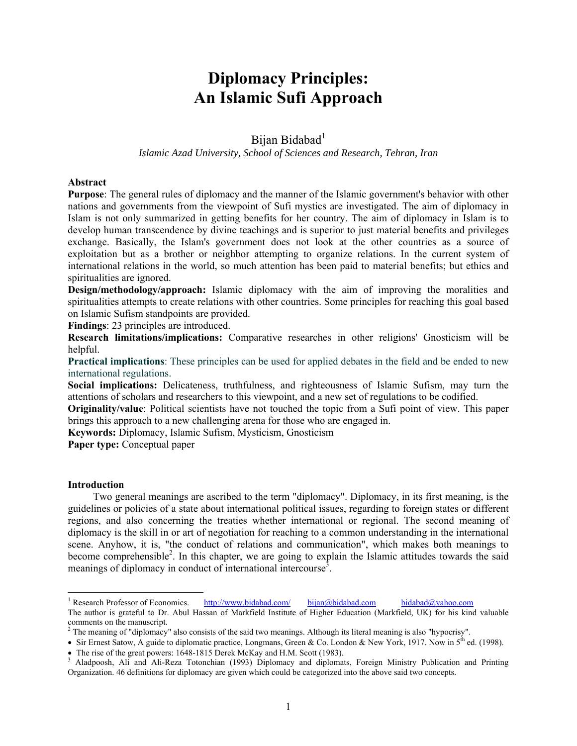# Diplomacy Principles: An Islamic Sufi Approach

Bijan Bidabad[1]

*Islamic Azad University, School of Sciences and Research, Tehran, Iran*

**Abstract**

**Purpose**: The general rules of diplomacy and the manner of the Islamic government's behavior with other nations and governments from the viewpoint of Sufi mystics are investigated. The aim of diplomacy in Islam is not only summarized in getting benefits for her country. The aim of diplomacy in Islam is to develop human transcendence by divine teachings and is superior to just material benefits and privileges exchange. Basically, the Islam's government does not look at the other countries as a source of exploitation but as a brother or neighbor attempting to organize relations. In the current system of international relations in the world, so much attention has been paid to material benefits; but ethics and spiritualities are ignored.

**Design/methodology/approach:** Islamic diplomacy with the aim of improving the moralities and spiritualities attempts to create relations with other countries. Some principles for reaching this goal based on Islamic Sufism standpoints are provided.

**Findings**: 23 principles are introduced.

**Research limitations/implications:** Comparative researches in other religions' Gnosticism will be helpful.

**Practical implications**: These principles can be used for applied debates in the field and be ended to new international regulations.

**Social implications:** Delicateness, truthfulness, and righteousness of Islamic Sufism, may turn the attentions of scholars and researchers to this viewpoint, and a new set of regulations to be codified.

**Originality/value**: Political scientists have not touched the topic from a Sufi point of view. This paper brings this approach to a new challenging arena for those who are engaged in.

**Keywords:** Diplomacy, Islamic Sufism, Mysticism, Gnosticism

**Paper type:** Conceptual paper

## Introduction

Two general meanings are ascribed to the term "diplomacy". Diplomacy, in its first meaning, is the guidelines or policies of a state about international political issues, regarding to foreign states or different regions, and also concerning the treaties whether international or regional. The second meaning of diplomacy is the skill in or art of negotiation for reaching to a common understanding in the international scene. Anyhow, it is, "the conduct of relations and communication", which makes both meanings to become comprehensible[2]. In this chapter, we are going to explain the Islamic attitudes towards the said meanings of diplomacy in conduct of international intercourse[3].

---

[1] Research Professor of Economics. http://www.bidabad.com/ bijan@bidabad.com bidabad@yahoo.com
The author is grateful to Dr. Abul Hassan of Markfield Institute of Higher Education (Markfield, UK) for his kind valuable comments on the manuscript.

[2] The meaning of "diplomacy" also consists of the said two meanings. Although its literal meaning is also "hypocrisy".

- Sir Ernest Satow, A guide to diplomatic practice, Longmans, Green & Co. London & New York, 1917. Now in 5th ed. (1998).
- The rise of the great powers: 1648-1815 Derek McKay and H.M. Scott (1983).

[3] Aladpoosh, Ali and Ali-Reza Totonchian (1993) Diplomacy and diplomats, Foreign Ministry Publication and Printing Organization. 46 definitions for diplomacy are given which could be categorized into the above said two concepts.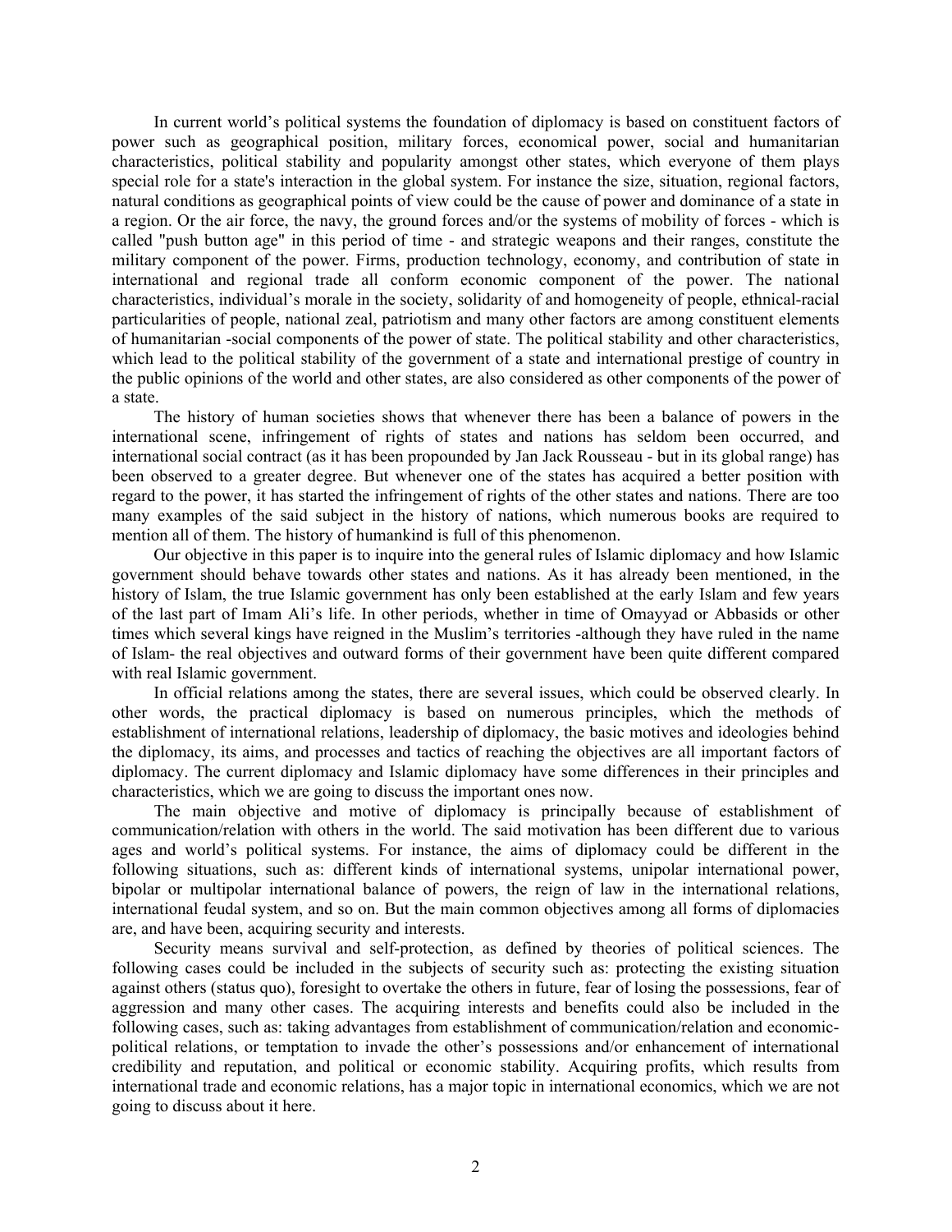In current world's political systems the foundation of diplomacy is based on constituent factors of power such as geographical position, military forces, economical power, social and humanitarian characteristics, political stability and popularity amongst other states, which everyone of them plays special role for a state's interaction in the global system. For instance the size, situation, regional factors, natural conditions as geographical points of view could be the cause of power and dominance of a state in a region. Or the air force, the navy, the ground forces and/or the systems of mobility of forces - which is called "push button age" in this period of time - and strategic weapons and their ranges, constitute the military component of the power. Firms, production technology, economy, and contribution of state in international and regional trade all conform economic component of the power. The national characteristics, individual's morale in the society, solidarity of and homogeneity of people, ethnical-racial particularities of people, national zeal, patriotism and many other factors are among constituent elements of humanitarian -social components of the power of state. The political stability and other characteristics, which lead to the political stability of the government of a state and international prestige of country in the public opinions of the world and other states, are also considered as other components of the power of a state.

The history of human societies shows that whenever there has been a balance of powers in the international scene, infringement of rights of states and nations has seldom been occurred, and international social contract (as it has been propounded by Jan Jack Rousseau - but in its global range) has been observed to a greater degree. But whenever one of the states has acquired a better position with regard to the power, it has started the infringement of rights of the other states and nations. There are too many examples of the said subject in the history of nations, which numerous books are required to mention all of them. The history of humankind is full of this phenomenon.

Our objective in this paper is to inquire into the general rules of Islamic diplomacy and how Islamic government should behave towards other states and nations. As it has already been mentioned, in the history of Islam, the true Islamic government has only been established at the early Islam and few years of the last part of Imam Ali's life. In other periods, whether in time of Omayyad or Abbasids or other times which several kings have reigned in the Muslim's territories -although they have ruled in the name of Islam- the real objectives and outward forms of their government have been quite different compared with real Islamic government.

In official relations among the states, there are several issues, which could be observed clearly. In other words, the practical diplomacy is based on numerous principles, which the methods of establishment of international relations, leadership of diplomacy, the basic motives and ideologies behind the diplomacy, its aims, and processes and tactics of reaching the objectives are all important factors of diplomacy. The current diplomacy and Islamic diplomacy have some differences in their principles and characteristics, which we are going to discuss the important ones now.

The main objective and motive of diplomacy is principally because of establishment of communication/relation with others in the world. The said motivation has been different due to various ages and world's political systems. For instance, the aims of diplomacy could be different in the following situations, such as: different kinds of international systems, unipolar international power, bipolar or multipolar international balance of powers, the reign of law in the international relations, international feudal system, and so on. But the main common objectives among all forms of diplomacies are, and have been, acquiring security and interests.

Security means survival and self-protection, as defined by theories of political sciences. The following cases could be included in the subjects of security such as: protecting the existing situation against others (status quo), foresight to overtake the others in future, fear of losing the possessions, fear of aggression and many other cases. The acquiring interests and benefits could also be included in the following cases, such as: taking advantages from establishment of communication/relation and economic-political relations, or temptation to invade the other's possessions and/or enhancement of international credibility and reputation, and political or economic stability. Acquiring profits, which results from international trade and economic relations, has a major topic in international economics, which we are not going to discuss about it here.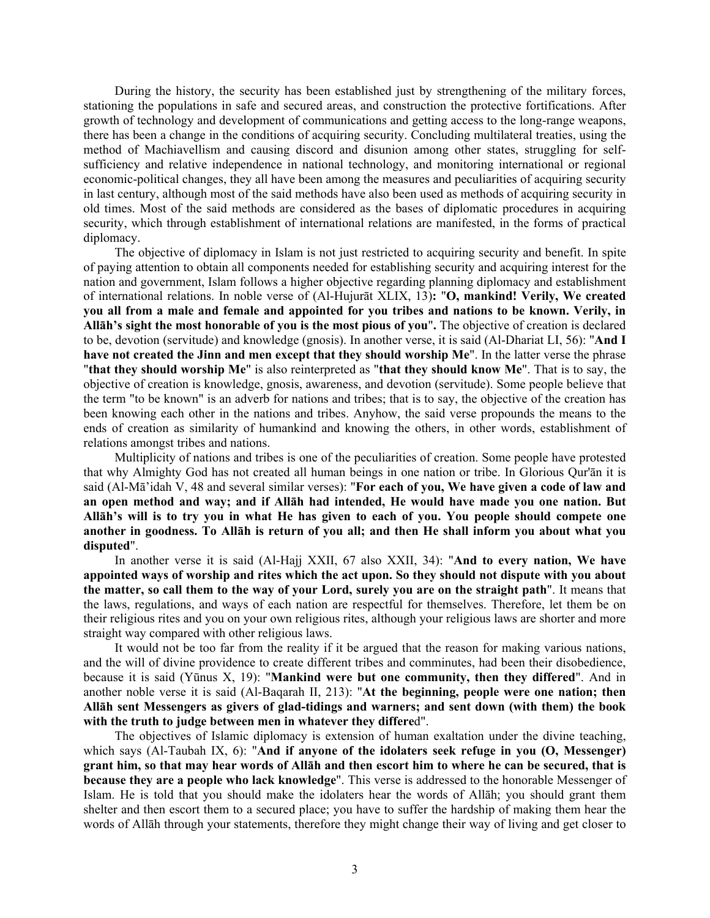During the history, the security has been established just by strengthening of the military forces, stationing the populations in safe and secured areas, and construction the protective fortifications. After growth of technology and development of communications and getting access to the long-range weapons, there has been a change in the conditions of acquiring security. Concluding multilateral treaties, using the method of Machiavellism and causing discord and disunion among other states, struggling for self-sufficiency and relative independence in national technology, and monitoring international or regional economic-political changes, they all have been among the measures and peculiarities of acquiring security in last century, although most of the said methods have also been used as methods of acquiring security in old times. Most of the said methods are considered as the bases of diplomatic procedures in acquiring security, which through establishment of international relations are manifested, in the forms of practical diplomacy.

The objective of diplomacy in Islam is not just restricted to acquiring security and benefit. In spite of paying attention to obtain all components needed for establishing security and acquiring interest for the nation and government, Islam follows a higher objective regarding planning diplomacy and establishment of international relations. In noble verse of (Al-Hujurāt XLIX, 13)**:** "**O, mankind! Verily, We created you all from a male and female and appointed for you tribes and nations to be known. Verily, in Allāh's sight the most honorable of you is the most pious of you**"**.** The objective of creation is declared to be, devotion (servitude) and knowledge (gnosis). In another verse, it is said (Al-Dhariat LI, 56): "**And I have not created the Jinn and men except that they should worship Me**". In the latter verse the phrase "**that they should worship Me**" is also reinterpreted as "**that they should know Me**". That is to say, the objective of creation is knowledge, gnosis, awareness, and devotion (servitude). Some people believe that the term "to be known" is an adverb for nations and tribes; that is to say, the objective of the creation has been knowing each other in the nations and tribes. Anyhow, the said verse propounds the means to the ends of creation as similarity of humankind and knowing the others, in other words, establishment of relations amongst tribes and nations.

Multiplicity of nations and tribes is one of the peculiarities of creation. Some people have protested that why Almighty God has not created all human beings in one nation or tribe. In Glorious Qur'ān it is said (Al-Mā'idah V, 48 and several similar verses): "**For each of you, We have given a code of law and an open method and way; and if Allāh had intended, He would have made you one nation. But Allāh's will is to try you in what He has given to each of you. You people should compete one another in goodness. To Allāh is return of you all; and then He shall inform you about what you disputed**".

In another verse it is said (Al-Hajj XXII, 67 also XXII, 34): "**And to every nation, We have appointed ways of worship and rites which the act upon. So they should not dispute with you about the matter, so call them to the way of your Lord, surely you are on the straight path**". It means that the laws, regulations, and ways of each nation are respectful for themselves. Therefore, let them be on their religious rites and you on your own religious rites, although your religious laws are shorter and more straight way compared with other religious laws.

It would not be too far from the reality if it be argued that the reason for making various nations, and the will of divine providence to create different tribes and comminutes, had been their disobedience, because it is said (Yūnus X, 19): "**Mankind were but one community, then they differed**". And in another noble verse it is said (Al-Baqarah II, 213): "**At the beginning, people were one nation; then Allāh sent Messengers as givers of glad-tidings and warners; and sent down (with them) the book with the truth to judge between men in whatever they differe**d".

The objectives of Islamic diplomacy is extension of human exaltation under the divine teaching, which says (Al-Taubah IX, 6): "**And if anyone of the idolaters seek refuge in you (O, Messenger) grant him, so that may hear words of Allāh and then escort him to where he can be secured, that is because they are a people who lack knowledge**". This verse is addressed to the honorable Messenger of Islam. He is told that you should make the idolaters hear the words of Allāh; you should grant them shelter and then escort them to a secured place; you have to suffer the hardship of making them hear the words of Allāh through your statements, therefore they might change their way of living and get closer to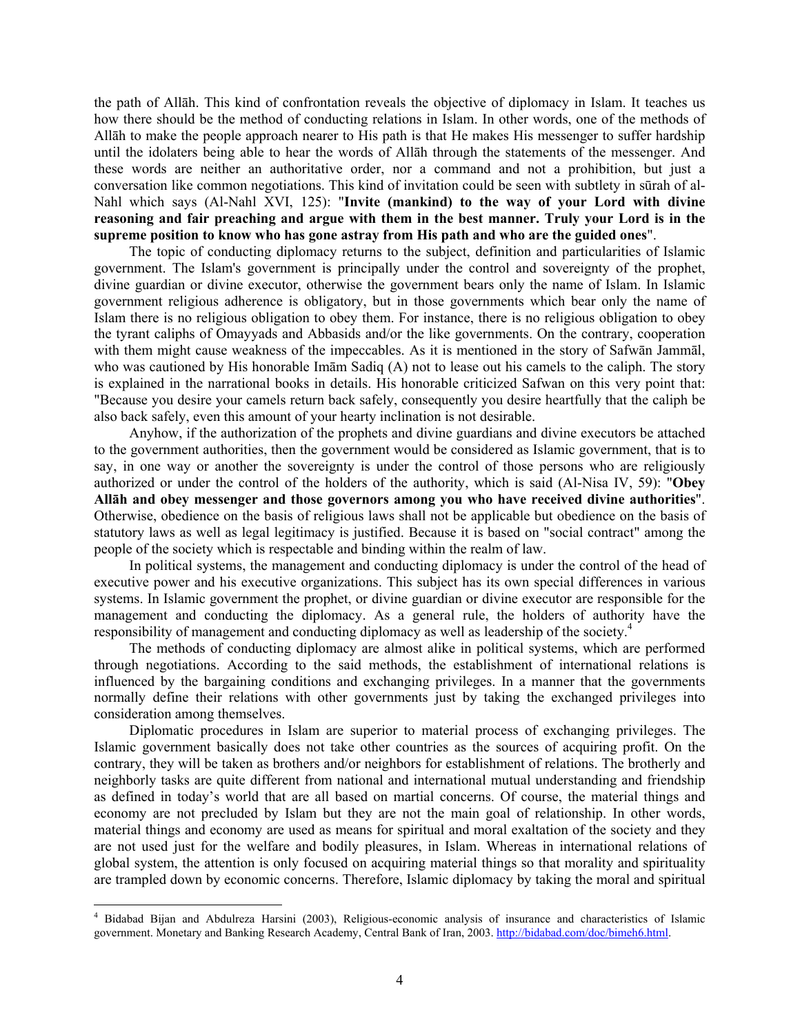the path of Allāh. This kind of confrontation reveals the objective of diplomacy in Islam. It teaches us how there should be the method of conducting relations in Islam. In other words, one of the methods of Allāh to make the people approach nearer to His path is that He makes His messenger to suffer hardship until the idolaters being able to hear the words of Allāh through the statements of the messenger. And these words are neither an authoritative order, nor a command and not a prohibition, but just a conversation like common negotiations. This kind of invitation could be seen with subtlety in sūrah of al-Nahl which says (Al-Nahl XVI, 125): "**Invite (mankind) to the way of your Lord with divine reasoning and fair preaching and argue with them in the best manner. Truly your Lord is in the supreme position to know who has gone astray from His path and who are the guided ones**".

The topic of conducting diplomacy returns to the subject, definition and particularities of Islamic government. The Islam's government is principally under the control and sovereignty of the prophet, divine guardian or divine executor, otherwise the government bears only the name of Islam. In Islamic government religious adherence is obligatory, but in those governments which bear only the name of Islam there is no religious obligation to obey them. For instance, there is no religious obligation to obey the tyrant caliphs of Omayyads and Abbasids and/or the like governments. On the contrary, cooperation with them might cause weakness of the impeccables. As it is mentioned in the story of Safwān Jammāl, who was cautioned by His honorable Imām Sadiq (A) not to lease out his camels to the caliph. The story is explained in the narrational books in details. His honorable criticized Safwan on this very point that: "Because you desire your camels return back safely, consequently you desire heartfully that the caliph be also back safely, even this amount of your hearty inclination is not desirable.

Anyhow, if the authorization of the prophets and divine guardians and divine executors be attached to the government authorities, then the government would be considered as Islamic government, that is to say, in one way or another the sovereignty is under the control of those persons who are religiously authorized or under the control of the holders of the authority, which is said (Al-Nisa IV, 59): "**Obey Allāh and obey messenger and those governors among you who have received divine authorities**". Otherwise, obedience on the basis of religious laws shall not be applicable but obedience on the basis of statutory laws as well as legal legitimacy is justified. Because it is based on "social contract" among the people of the society which is respectable and binding within the realm of law.

In political systems, the management and conducting diplomacy is under the control of the head of executive power and his executive organizations. This subject has its own special differences in various systems. In Islamic government the prophet, or divine guardian or divine executor are responsible for the management and conducting the diplomacy. As a general rule, the holders of authority have the responsibility of management and conducting diplomacy as well as leadership of the society.[4]

The methods of conducting diplomacy are almost alike in political systems, which are performed through negotiations. According to the said methods, the establishment of international relations is influenced by the bargaining conditions and exchanging privileges. In a manner that the governments normally define their relations with other governments just by taking the exchanged privileges into consideration among themselves.

Diplomatic procedures in Islam are superior to material process of exchanging privileges. The Islamic government basically does not take other countries as the sources of acquiring profit. On the contrary, they will be taken as brothers and/or neighbors for establishment of relations. The brotherly and neighborly tasks are quite different from national and international mutual understanding and friendship as defined in today's world that are all based on martial concerns. Of course, the material things and economy are not precluded by Islam but they are not the main goal of relationship. In other words, material things and economy are used as means for spiritual and moral exaltation of the society and they are not used just for the welfare and bodily pleasures, in Islam. Whereas in international relations of global system, the attention is only focused on acquiring material things so that morality and spirituality are trampled down by economic concerns. Therefore, Islamic diplomacy by taking the moral and spiritual

---

[4] Bidabad Bijan and Abdulreza Harsini (2003), Religious-economic analysis of insurance and characteristics of Islamic government. Monetary and Banking Research Academy, Central Bank of Iran, 2003. http://bidabad.com/doc/bimeh6.html.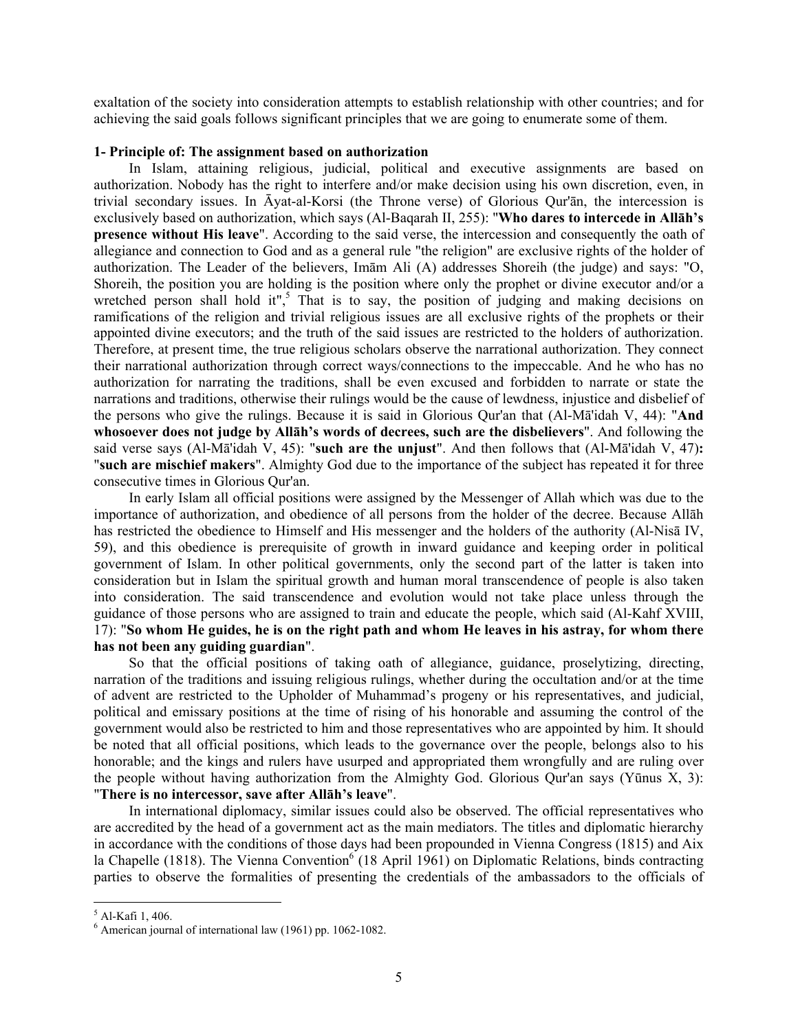exaltation of the society into consideration attempts to establish relationship with other countries; and for achieving the said goals follows significant principles that we are going to enumerate some of them.

**1- Principle of: The assignment based on authorization**

In Islam, attaining religious, judicial, political and executive assignments are based on authorization. Nobody has the right to interfere and/or make decision using his own discretion, even, in trivial secondary issues. In Āyat-al-Korsi (the Throne verse) of Glorious Qur'ān, the intercession is exclusively based on authorization, which says (Al-Baqarah II, 255): "**Who dares to intercede in Allāh's presence without His leave**". According to the said verse, the intercession and consequently the oath of allegiance and connection to God and as a general rule "the religion" are exclusive rights of the holder of authorization. The Leader of the believers, Imām Ali (A) addresses Shoreih (the judge) and says: "O, Shoreih, the position you are holding is the position where only the prophet or divine executor and/or a wretched person shall hold it",[5] That is to say, the position of judging and making decisions on ramifications of the religion and trivial religious issues are all exclusive rights of the prophets or their appointed divine executors; and the truth of the said issues are restricted to the holders of authorization. Therefore, at present time, the true religious scholars observe the narrational authorization. They connect their narrational authorization through correct ways/connections to the impeccable. And he who has no authorization for narrating the traditions, shall be even excused and forbidden to narrate or state the narrations and traditions, otherwise their rulings would be the cause of lewdness, injustice and disbelief of the persons who give the rulings. Because it is said in Glorious Qur'an that (Al-Mā'idah V, 44): "**And whosoever does not judge by Allāh's words of decrees, such are the disbelievers**". And following the said verse says (Al-Mā'idah V, 45): "**such are the unjust**". And then follows that (Al-Mā'idah V, 47)**:** "**such are mischief makers**". Almighty God due to the importance of the subject has repeated it for three consecutive times in Glorious Qur'an.

In early Islam all official positions were assigned by the Messenger of Allah which was due to the importance of authorization, and obedience of all persons from the holder of the decree. Because Allāh has restricted the obedience to Himself and His messenger and the holders of the authority (Al-Nisā IV, 59), and this obedience is prerequisite of growth in inward guidance and keeping order in political government of Islam. In other political governments, only the second part of the latter is taken into consideration but in Islam the spiritual growth and human moral transcendence of people is also taken into consideration. The said transcendence and evolution would not take place unless through the guidance of those persons who are assigned to train and educate the people, which said (Al-Kahf XVIII, 17): "**So whom He guides, he is on the right path and whom He leaves in his astray, for whom there has not been any guiding guardian**".

So that the official positions of taking oath of allegiance, guidance, proselytizing, directing, narration of the traditions and issuing religious rulings, whether during the occultation and/or at the time of advent are restricted to the Upholder of Muhammad's progeny or his representatives, and judicial, political and emissary positions at the time of rising of his honorable and assuming the control of the government would also be restricted to him and those representatives who are appointed by him. It should be noted that all official positions, which leads to the governance over the people, belongs also to his honorable; and the kings and rulers have usurped and appropriated them wrongfully and are ruling over the people without having authorization from the Almighty God. Glorious Qur'an says (Yūnus X, 3): "**There is no intercessor, save after Allāh's leave**".

In international diplomacy, similar issues could also be observed. The official representatives who are accredited by the head of a government act as the main mediators. The titles and diplomatic hierarchy in accordance with the conditions of those days had been propounded in Vienna Congress (1815) and Aix la Chapelle (1818). The Vienna Convention[6] (18 April 1961) on Diplomatic Relations, binds contracting parties to observe the formalities of presenting the credentials of the ambassadors to the officials of

---

[5] Al-Kafi 1, 406.

[6] American journal of international law (1961) pp. 1062-1082.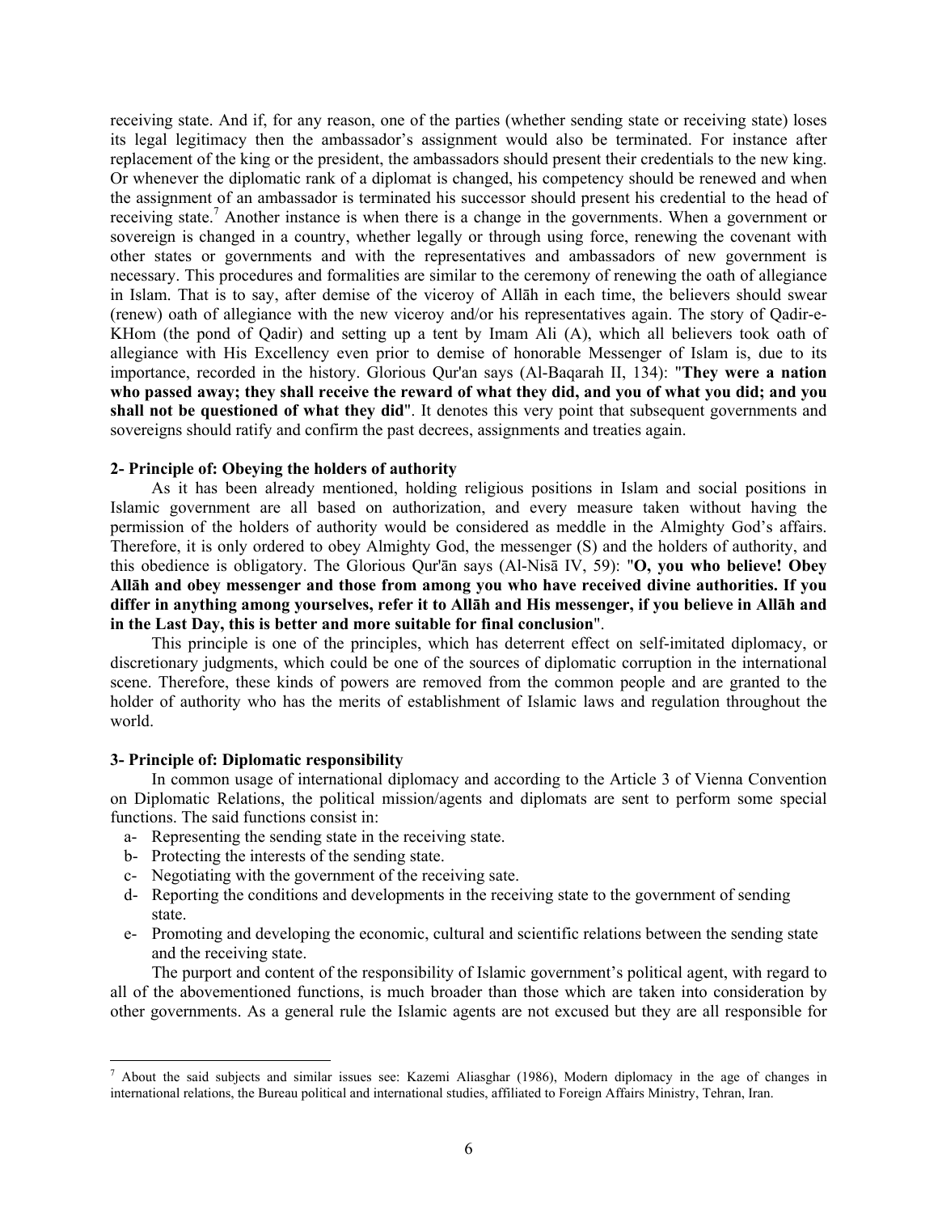receiving state. And if, for any reason, one of the parties (whether sending state or receiving state) loses its legal legitimacy then the ambassador's assignment would also be terminated. For instance after replacement of the king or the president, the ambassadors should present their credentials to the new king. Or whenever the diplomatic rank of a diplomat is changed, his competency should be renewed and when the assignment of an ambassador is terminated his successor should present his credential to the head of receiving state.[7] Another instance is when there is a change in the governments. When a government or sovereign is changed in a country, whether legally or through using force, renewing the covenant with other states or governments and with the representatives and ambassadors of new government is necessary. This procedures and formalities are similar to the ceremony of renewing the oath of allegiance in Islam. That is to say, after demise of the viceroy of Allāh in each time, the believers should swear (renew) oath of allegiance with the new viceroy and/or his representatives again. The story of Qadir-e-KHom (the pond of Qadir) and setting up a tent by Imam Ali (A), which all believers took oath of allegiance with His Excellency even prior to demise of honorable Messenger of Islam is, due to its importance, recorded in the history. Glorious Qur'an says (Al-Baqarah II, 134): "**They were a nation who passed away; they shall receive the reward of what they did, and you of what you did; and you shall not be questioned of what they did**". It denotes this very point that subsequent governments and sovereigns should ratify and confirm the past decrees, assignments and treaties again.

### 2- Principle of: Obeying the holders of authority

As it has been already mentioned, holding religious positions in Islam and social positions in Islamic government are all based on authorization, and every measure taken without having the permission of the holders of authority would be considered as meddle in the Almighty God's affairs. Therefore, it is only ordered to obey Almighty God, the messenger (S) and the holders of authority, and this obedience is obligatory. The Glorious Qur'ān says (Al-Nisā IV, 59): "**O, you who believe! Obey Allāh and obey messenger and those from among you who have received divine authorities. If you differ in anything among yourselves, refer it to Allāh and His messenger, if you believe in Allāh and in the Last Day, this is better and more suitable for final conclusion**".

This principle is one of the principles, which has deterrent effect on self-imitated diplomacy, or discretionary judgments, which could be one of the sources of diplomatic corruption in the international scene. Therefore, these kinds of powers are removed from the common people and are granted to the holder of authority who has the merits of establishment of Islamic laws and regulation throughout the world.

### 3- Principle of: Diplomatic responsibility

In common usage of international diplomacy and according to the Article 3 of Vienna Convention on Diplomatic Relations, the political mission/agents and diplomats are sent to perform some special functions. The said functions consist in:

- a- Representing the sending state in the receiving state.
- b- Protecting the interests of the sending state.
- c- Negotiating with the government of the receiving sate.
- d- Reporting the conditions and developments in the receiving state to the government of sending state.
- e- Promoting and developing the economic, cultural and scientific relations between the sending state and the receiving state.

The purport and content of the responsibility of Islamic government's political agent, with regard to all of the abovementioned functions, is much broader than those which are taken into consideration by other governments. As a general rule the Islamic agents are not excused but they are all responsible for

---

[7] About the said subjects and similar issues see: Kazemi Aliasghar (1986), Modern diplomacy in the age of changes in international relations, the Bureau political and international studies, affiliated to Foreign Affairs Ministry, Tehran, Iran.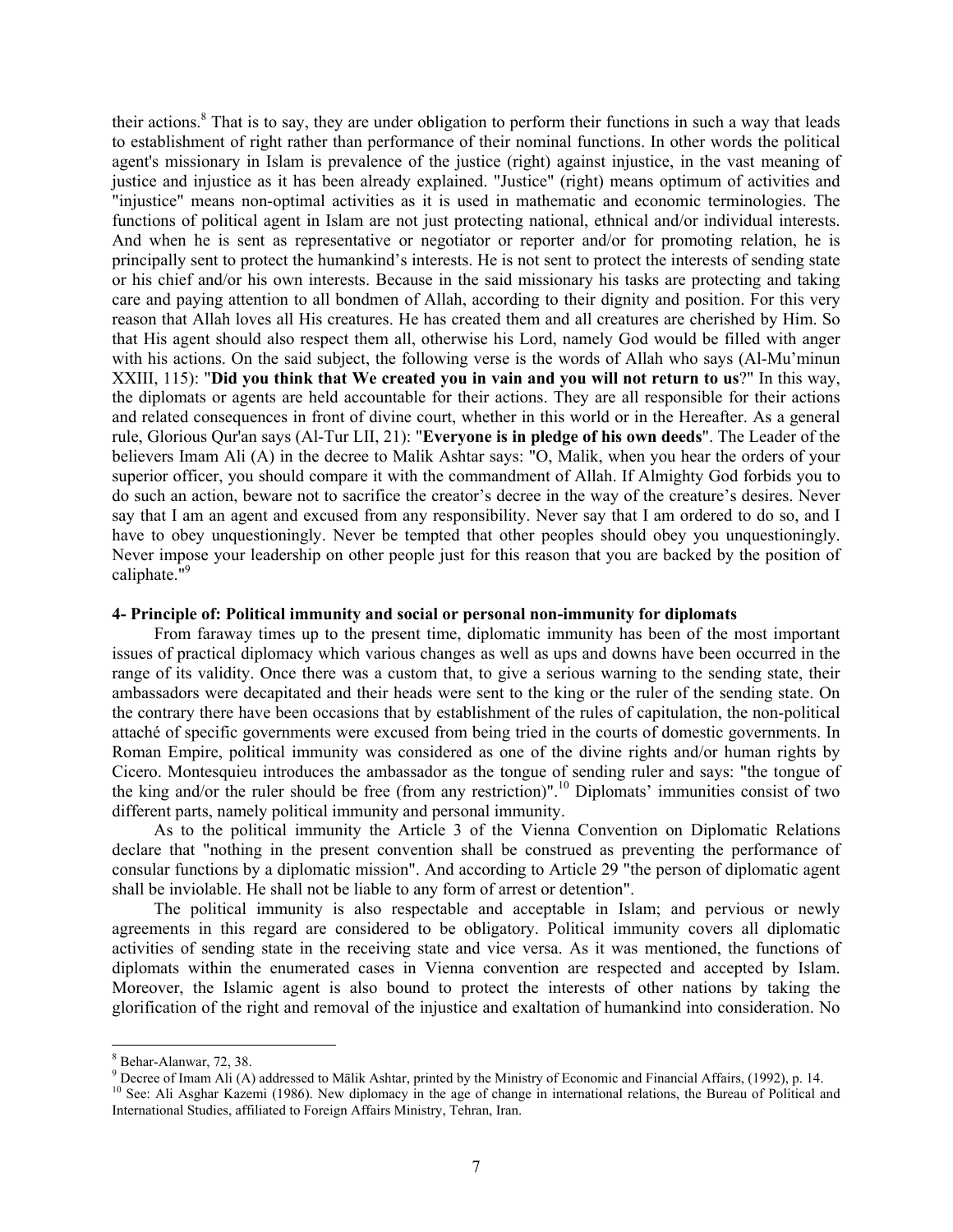their actions.[8] That is to say, they are under obligation to perform their functions in such a way that leads to establishment of right rather than performance of their nominal functions. In other words the political agent's missionary in Islam is prevalence of the justice (right) against injustice, in the vast meaning of justice and injustice as it has been already explained. "Justice" (right) means optimum of activities and "injustice" means non-optimal activities as it is used in mathematic and economic terminologies. The functions of political agent in Islam are not just protecting national, ethnical and/or individual interests. And when he is sent as representative or negotiator or reporter and/or for promoting relation, he is principally sent to protect the humankind's interests. He is not sent to protect the interests of sending state or his chief and/or his own interests. Because in the said missionary his tasks are protecting and taking care and paying attention to all bondmen of Allah, according to their dignity and position. For this very reason that Allah loves all His creatures. He has created them and all creatures are cherished by Him. So that His agent should also respect them all, otherwise his Lord, namely God would be filled with anger with his actions. On the said subject, the following verse is the words of Allah who says (Al-Mu'minun XXIII, 115): "**Did you think that We created you in vain and you will not return to us**?" In this way, the diplomats or agents are held accountable for their actions. They are all responsible for their actions and related consequences in front of divine court, whether in this world or in the Hereafter. As a general rule, Glorious Qur'an says (Al-Tur LII, 21): "**Everyone is in pledge of his own deeds**". The Leader of the believers Imam Ali (A) in the decree to Malik Ashtar says: "O, Malik, when you hear the orders of your superior officer, you should compare it with the commandment of Allah. If Almighty God forbids you to do such an action, beware not to sacrifice the creator's decree in the way of the creature's desires. Never say that I am an agent and excused from any responsibility. Never say that I am ordered to do so, and I have to obey unquestioningly. Never be tempted that other peoples should obey you unquestioningly. Never impose your leadership on other people just for this reason that you are backed by the position of caliphate."[9]

#### 4- Principle of: Political immunity and social or personal non-immunity for diplomats

From faraway times up to the present time, diplomatic immunity has been of the most important issues of practical diplomacy which various changes as well as ups and downs have been occurred in the range of its validity. Once there was a custom that, to give a serious warning to the sending state, their ambassadors were decapitated and their heads were sent to the king or the ruler of the sending state. On the contrary there have been occasions that by establishment of the rules of capitulation, the non-political attaché of specific governments were excused from being tried in the courts of domestic governments. In Roman Empire, political immunity was considered as one of the divine rights and/or human rights by Cicero. Montesquieu introduces the ambassador as the tongue of sending ruler and says: "the tongue of the king and/or the ruler should be free (from any restriction)".[10] Diplomats' immunities consist of two different parts, namely political immunity and personal immunity.

As to the political immunity the Article 3 of the Vienna Convention on Diplomatic Relations declare that "nothing in the present convention shall be construed as preventing the performance of consular functions by a diplomatic mission". And according to Article 29 "the person of diplomatic agent shall be inviolable. He shall not be liable to any form of arrest or detention".

The political immunity is also respectable and acceptable in Islam; and pervious or newly agreements in this regard are considered to be obligatory. Political immunity covers all diplomatic activities of sending state in the receiving state and vice versa. As it was mentioned, the functions of diplomats within the enumerated cases in Vienna convention are respected and accepted by Islam. Moreover, the Islamic agent is also bound to protect the interests of other nations by taking the glorification of the right and removal of the injustice and exaltation of humankind into consideration. No

---

[8] Behar-Alanwar, 72, 38.

[9] Decree of Imam Ali (A) addressed to Mālik Ashtar, printed by the Ministry of Economic and Financial Affairs, (1992), p. 14.

[10] See: Ali Asghar Kazemi (1986). New diplomacy in the age of change in international relations, the Bureau of Political and International Studies, affiliated to Foreign Affairs Ministry, Tehran, Iran.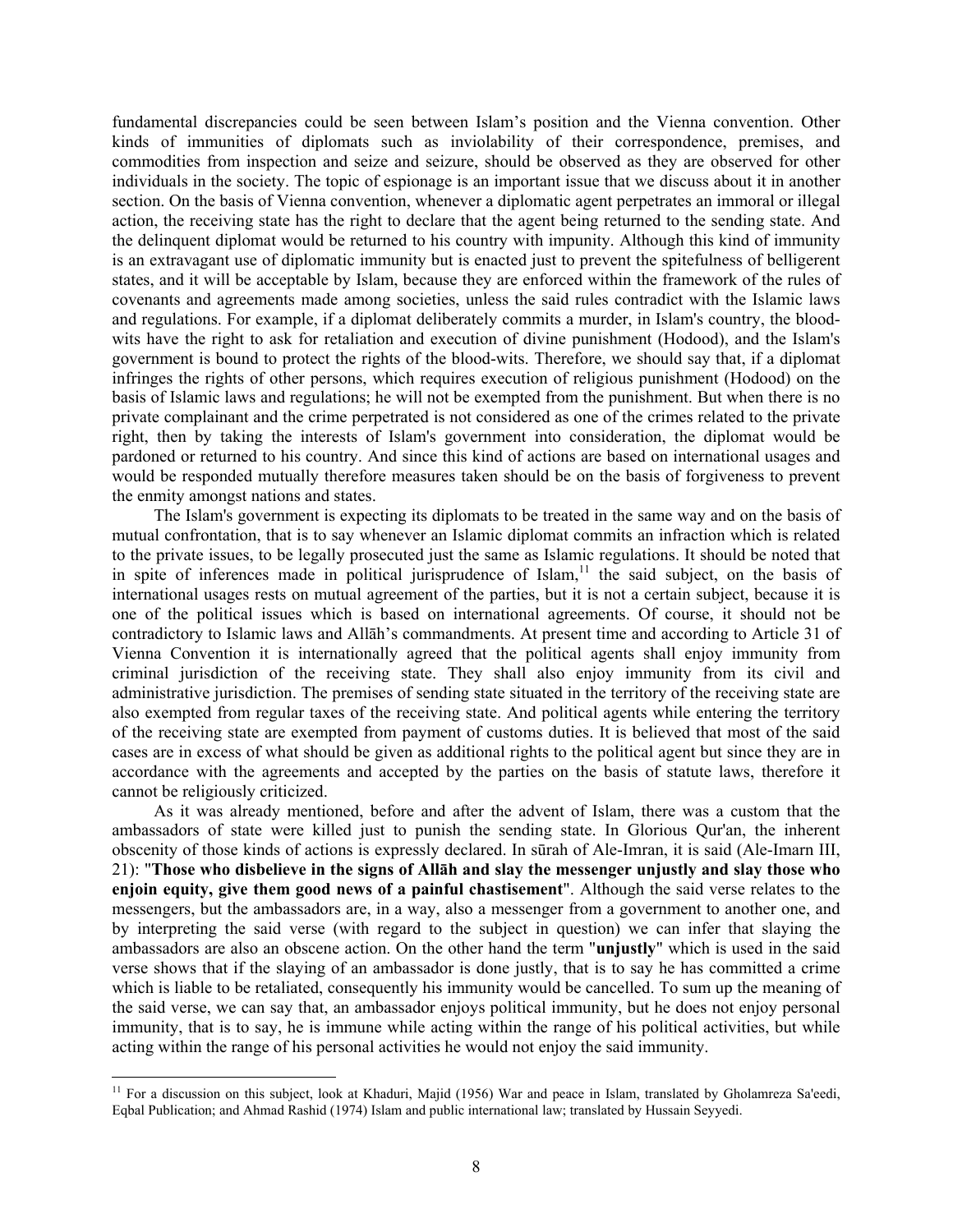fundamental discrepancies could be seen between Islam's position and the Vienna convention. Other kinds of immunities of diplomats such as inviolability of their correspondence, premises, and commodities from inspection and seize and seizure, should be observed as they are observed for other individuals in the society. The topic of espionage is an important issue that we discuss about it in another section. On the basis of Vienna convention, whenever a diplomatic agent perpetrates an immoral or illegal action, the receiving state has the right to declare that the agent being returned to the sending state. And the delinquent diplomat would be returned to his country with impunity. Although this kind of immunity is an extravagant use of diplomatic immunity but is enacted just to prevent the spitefulness of belligerent states, and it will be acceptable by Islam, because they are enforced within the framework of the rules of covenants and agreements made among societies, unless the said rules contradict with the Islamic laws and regulations. For example, if a diplomat deliberately commits a murder, in Islam's country, the blood-wits have the right to ask for retaliation and execution of divine punishment (Hodood), and the Islam's government is bound to protect the rights of the blood-wits. Therefore, we should say that, if a diplomat infringes the rights of other persons, which requires execution of religious punishment (Hodood) on the basis of Islamic laws and regulations; he will not be exempted from the punishment. But when there is no private complainant and the crime perpetrated is not considered as one of the crimes related to the private right, then by taking the interests of Islam's government into consideration, the diplomat would be pardoned or returned to his country. And since this kind of actions are based on international usages and would be responded mutually therefore measures taken should be on the basis of forgiveness to prevent the enmity amongst nations and states.

The Islam's government is expecting its diplomats to be treated in the same way and on the basis of mutual confrontation, that is to say whenever an Islamic diplomat commits an infraction which is related to the private issues, to be legally prosecuted just the same as Islamic regulations. It should be noted that in spite of inferences made in political jurisprudence of Islam,[11] the said subject, on the basis of international usages rests on mutual agreement of the parties, but it is not a certain subject, because it is one of the political issues which is based on international agreements. Of course, it should not be contradictory to Islamic laws and Allāh's commandments. At present time and according to Article 31 of Vienna Convention it is internationally agreed that the political agents shall enjoy immunity from criminal jurisdiction of the receiving state. They shall also enjoy immunity from its civil and administrative jurisdiction. The premises of sending state situated in the territory of the receiving state are also exempted from regular taxes of the receiving state. And political agents while entering the territory of the receiving state are exempted from payment of customs duties. It is believed that most of the said cases are in excess of what should be given as additional rights to the political agent but since they are in accordance with the agreements and accepted by the parties on the basis of statute laws, therefore it cannot be religiously criticized.

As it was already mentioned, before and after the advent of Islam, there was a custom that the ambassadors of state were killed just to punish the sending state. In Glorious Qur'an, the inherent obscenity of those kinds of actions is expressly declared. In sūrah of Ale-Imran, it is said (Ale-Imarn III, 21): "**Those who disbelieve in the signs of Allāh and slay the messenger unjustly and slay those who enjoin equity, give them good news of a painful chastisement**". Although the said verse relates to the messengers, but the ambassadors are, in a way, also a messenger from a government to another one, and by interpreting the said verse (with regard to the subject in question) we can infer that slaying the ambassadors are also an obscene action. On the other hand the term "**unjustly**" which is used in the said verse shows that if the slaying of an ambassador is done justly, that is to say he has committed a crime which is liable to be retaliated, consequently his immunity would be cancelled. To sum up the meaning of the said verse, we can say that, an ambassador enjoys political immunity, but he does not enjoy personal immunity, that is to say, he is immune while acting within the range of his political activities, but while acting within the range of his personal activities he would not enjoy the said immunity.

---

[11] For a discussion on this subject, look at Khaduri, Majid (1956) War and peace in Islam, translated by Gholamreza Sa'eedi, Eqbal Publication; and Ahmad Rashid (1974) Islam and public international law; translated by Hussain Seyyedi.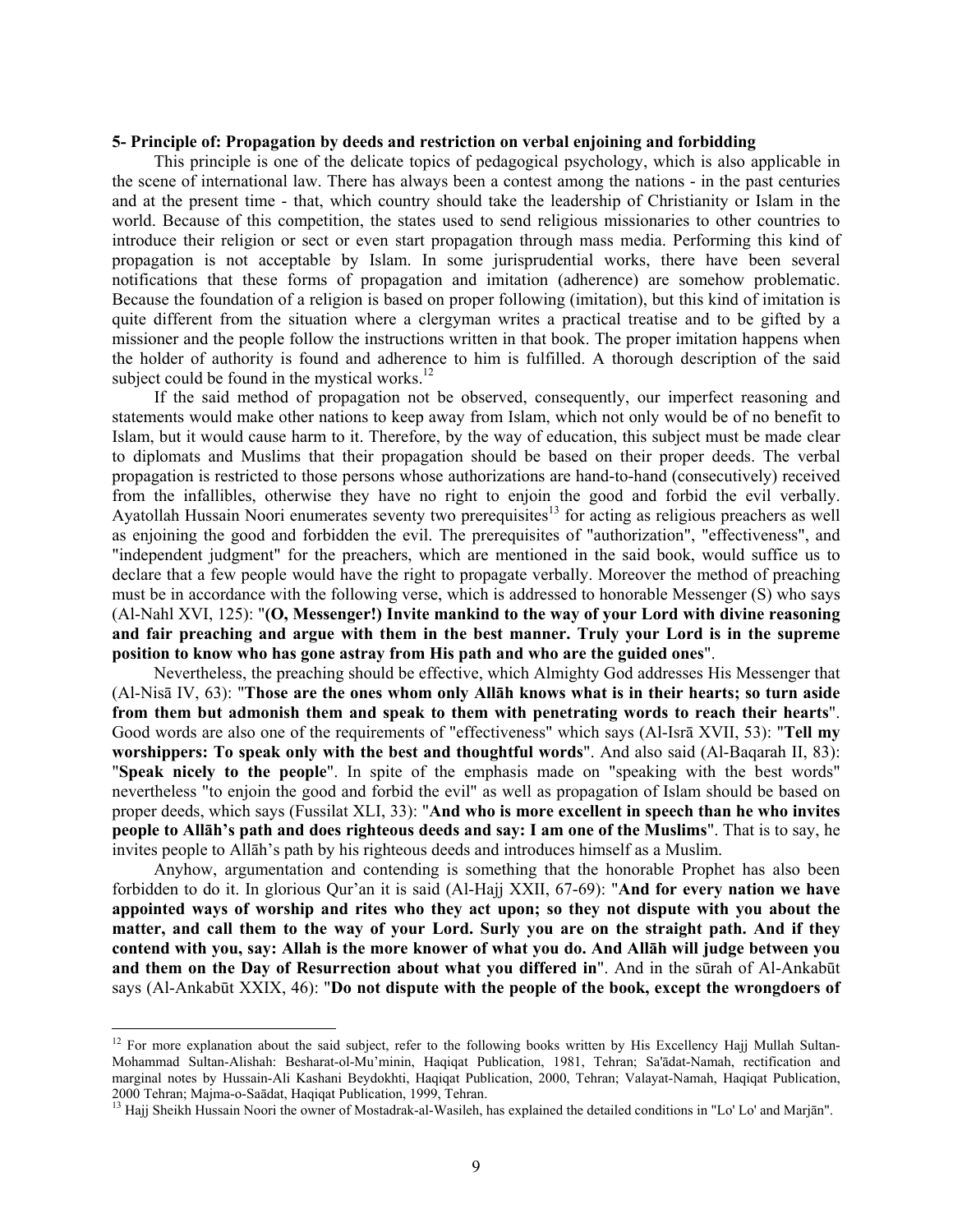**5- Principle of: Propagation by deeds and restriction on verbal enjoining and forbidding**

This principle is one of the delicate topics of pedagogical psychology, which is also applicable in the scene of international law. There has always been a contest among the nations - in the past centuries and at the present time - that, which country should take the leadership of Christianity or Islam in the world. Because of this competition, the states used to send religious missionaries to other countries to introduce their religion or sect or even start propagation through mass media. Performing this kind of propagation is not acceptable by Islam. In some jurisprudential works, there have been several notifications that these forms of propagation and imitation (adherence) are somehow problematic. Because the foundation of a religion is based on proper following (imitation), but this kind of imitation is quite different from the situation where a clergyman writes a practical treatise and to be gifted by a missioner and the people follow the instructions written in that book. The proper imitation happens when the holder of authority is found and adherence to him is fulfilled. A thorough description of the said subject could be found in the mystical works.[12]

If the said method of propagation not be observed, consequently, our imperfect reasoning and statements would make other nations to keep away from Islam, which not only would be of no benefit to Islam, but it would cause harm to it. Therefore, by the way of education, this subject must be made clear to diplomats and Muslims that their propagation should be based on their proper deeds. The verbal propagation is restricted to those persons whose authorizations are hand-to-hand (consecutively) received from the infallibles, otherwise they have no right to enjoin the good and forbid the evil verbally. Ayatollah Hussain Noori enumerates seventy two prerequisites[13] for acting as religious preachers as well as enjoining the good and forbidden the evil. The prerequisites of "authorization", "effectiveness", and "independent judgment" for the preachers, which are mentioned in the said book, would suffice us to declare that a few people would have the right to propagate verbally. Moreover the method of preaching must be in accordance with the following verse, which is addressed to honorable Messenger (S) who says (Al-Nahl XVI, 125): "**(O, Messenger!) Invite mankind to the way of your Lord with divine reasoning and fair preaching and argue with them in the best manner. Truly your Lord is in the supreme position to know who has gone astray from His path and who are the guided ones**".

Nevertheless, the preaching should be effective, which Almighty God addresses His Messenger that (Al-Nisā IV, 63): "**Those are the ones whom only Allāh knows what is in their hearts; so turn aside from them but admonish them and speak to them with penetrating words to reach their hearts**". Good words are also one of the requirements of "effectiveness" which says (Al-Isrā XVII, 53): "**Tell my worshippers: To speak only with the best and thoughtful words**". And also said (Al-Baqarah II, 83): "**Speak nicely to the people**". In spite of the emphasis made on "speaking with the best words" nevertheless "to enjoin the good and forbid the evil" as well as propagation of Islam should be based on proper deeds, which says (Fussilat XLI, 33): "**And who is more excellent in speech than he who invites people to Allāh's path and does righteous deeds and say: I am one of the Muslims**". That is to say, he invites people to Allāh's path by his righteous deeds and introduces himself as a Muslim.

Anyhow, argumentation and contending is something that the honorable Prophet has also been forbidden to do it. In glorious Qur'an it is said (Al-Hajj XXII, 67-69): "**And for every nation we have appointed ways of worship and rites who they act upon; so they not dispute with you about the matter, and call them to the way of your Lord. Surly you are on the straight path. And if they contend with you, say: Allah is the more knower of what you do. And Allāh will judge between you and them on the Day of Resurrection about what you differed in**". And in the sūrah of Al-Ankabūt says (Al-Ankabūt XXIX, 46): "**Do not dispute with the people of the book, except the wrongdoers of**

---

[12] For more explanation about the said subject, refer to the following books written by His Excellency Hajj Mullah Sultan-Mohammad Sultan-Alishah: Besharat-ol-Mu'minin, Haqiqat Publication, 1981, Tehran; Sa'ādat-Namah, rectification and marginal notes by Hussain-Ali Kashani Beydokhti, Haqiqat Publication, 2000, Tehran; Valayat-Namah, Haqiqat Publication, 2000 Tehran; Majma-o-Saādat, Haqiqat Publication, 1999, Tehran.

[13] Hajj Sheikh Hussain Noori the owner of Mostadrak-al-Wasileh, has explained the detailed conditions in "Lo' Lo' and Marjān".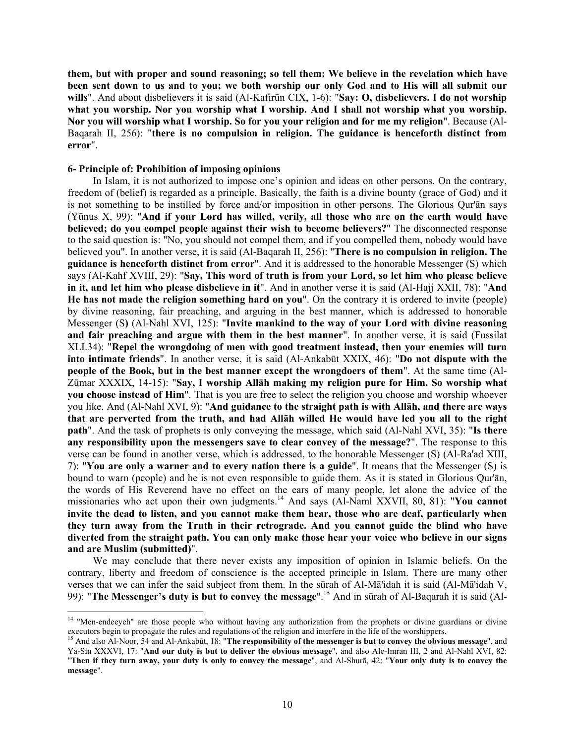**them, but with proper and sound reasoning; so tell them: We believe in the revelation which have been sent down to us and to you; we both worship our only God and to His will all submit our wills**". And about disbelievers it is said (Al-Kafirūn CIX, 1-6): "**Say: O, disbelievers. I do not worship what you worship. Nor you worship what I worship. And I shall not worship what you worship. Nor you will worship what I worship. So for you your religion and for me my religion**". Because (Al-Baqarah II, 256): "**there is no compulsion in religion. The guidance is henceforth distinct from error**".

**6- Principle of: Prohibition of imposing opinions**

In Islam, it is not authorized to impose one's opinion and ideas on other persons. On the contrary, freedom of (belief) is regarded as a principle. Basically, the faith is a divine bounty (grace of God) and it is not something to be instilled by force and/or imposition in other persons. The Glorious Qur'ān says (Yūnus X, 99): "**And if your Lord has willed, verily, all those who are on the earth would have believed; do you compel people against their wish to become believers?**" The disconnected response to the said question is: "No, you should not compel them, and if you compelled them, nobody would have believed you". In another verse, it is said (Al-Baqarah II, 256): "**There is no compulsion in religion. The guidance is henceforth distinct from error**". And it is addressed to the honorable Messenger (S) which says (Al-Kahf XVIII, 29): "**Say, This word of truth is from your Lord, so let him who please believe in it, and let him who please disbelieve in it**". And in another verse it is said (Al-Hajj XXII, 78): "**And He has not made the religion something hard on you**". On the contrary it is ordered to invite (people) by divine reasoning, fair preaching, and arguing in the best manner, which is addressed to honorable Messenger (S**)** (Al-Nahl XVI, 125): "**Invite mankind to the way of your Lord with divine reasoning and fair preaching and argue with them in the best manner**". In another verse, it is said (Fussilat XLI.34): "**Repel the wrongdoing of men with good treatment instead, then your enemies will turn into intimate friends**". In another verse, it is said (Al-Ankabūt XXIX, 46): "**Do not dispute with the people of the Book, but in the best manner except the wrongdoers of them**". At the same time (Al-Zūmar XXXIX, 14-15): "**Say, I worship Allāh making my religion pure for Him. So worship what you choose instead of Him**". That is you are free to select the religion you choose and worship whoever you like. And (Al-Nahl XVI, 9): "**And guidance to the straight path is with Allāh, and there are ways that are perverted from the truth, and had Allāh willed He would have led you all to the right path**". And the task of prophets is only conveying the message, which said (Al-Nahl XVI, 35): "**Is there any responsibility upon the messengers save to clear convey of the message?**". The response to this verse can be found in another verse, which is addressed, to the honorable Messenger (S) (Al-Ra'ad XIII, 7): "**You are only a warner and to every nation there is a guide**". It means that the Messenger (S) is bound to warn (people) and he is not even responsible to guide them. As it is stated in Glorious Qur'ān, the words of His Reverend have no effect on the ears of many people, let alone the advice of the missionaries who act upon their own judgments.[14] And says (Al-Naml XXVII, 80, 81): "**You cannot invite the dead to listen, and you cannot make them hear, those who are deaf, particularly when they turn away from the Truth in their retrograde. And you cannot guide the blind who have diverted from the straight path. You can only make those hear your voice who believe in our signs and are Muslim (submitted)**".

We may conclude that there never exists any imposition of opinion in Islamic beliefs. On the contrary, liberty and freedom of conscience is the accepted principle in Islam. There are many other verses that we can infer the said subject from them. In the sūrah of Al-Mā'idah it is said (Al-Mā'idah V, 99): "**The Messenger's duty is but to convey the message**".[15] And in sūrah of Al-Baqarah it is said (Al-

---

[14] "Men-endeeyeh" are those people who without having any authorization from the prophets or divine guardians or divine executors begin to propagate the rules and regulations of the religion and interfere in the life of the worshippers.

[15] And also Al-Noor, 54 and Al-Ankabūt, 18: "**The responsibility of the messenger is but to convey the obvious message**", and Ya-Sin XXXVI, 17: "**And our duty is but to deliver the obvious message**", and also Ale-Imran III, 2 and Al-Nahl XVI, 82: "**Then if they turn away, your duty is only to convey the message**", and Al-Shurā, 42: "**Your only duty is to convey the message**".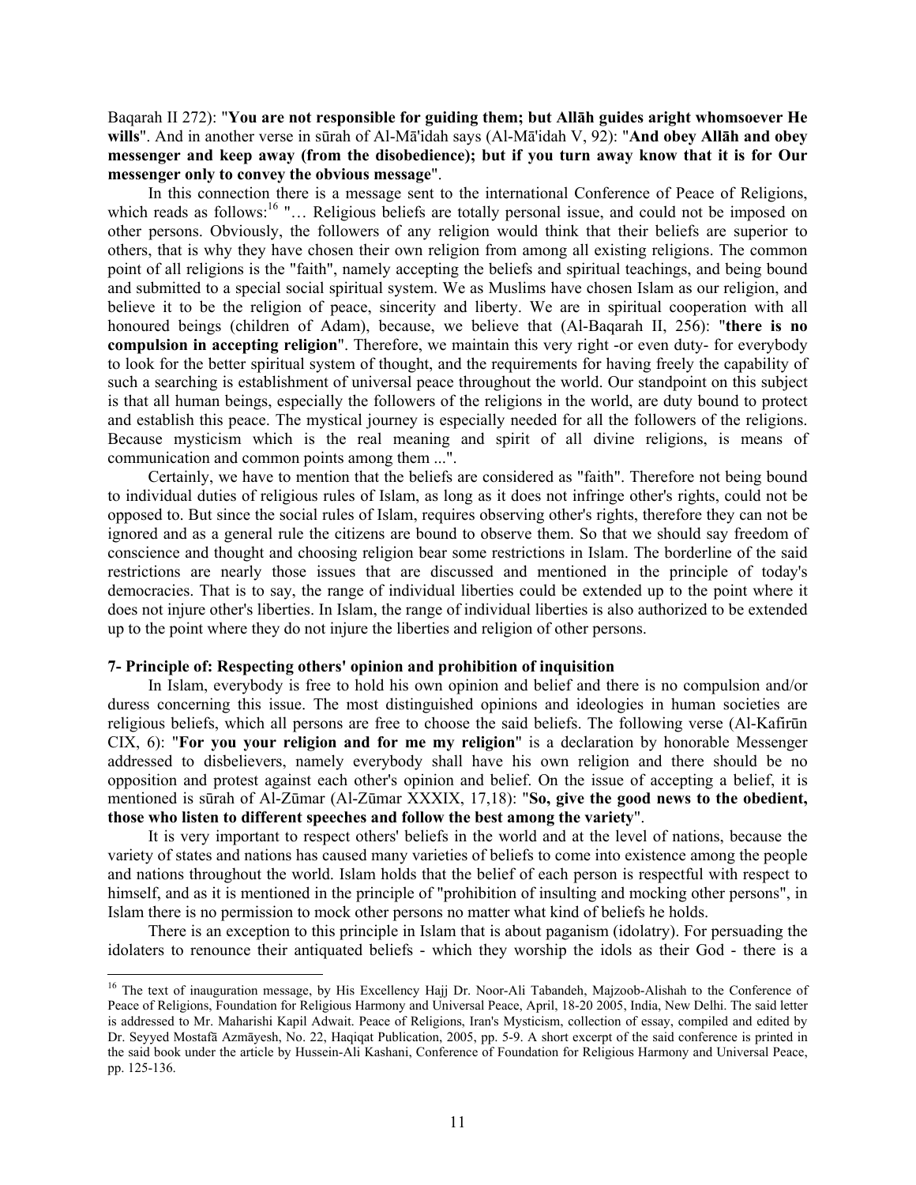Baqarah II 272): "**You are not responsible for guiding them; but Allāh guides aright whomsoever He wills**". And in another verse in sūrah of Al-Mā'idah says (Al-Mā'idah V, 92): "**And obey Allāh and obey messenger and keep away (from the disobedience); but if you turn away know that it is for Our messenger only to convey the obvious message**".

In this connection there is a message sent to the international Conference of Peace of Religions, which reads as follows:[16] "… Religious beliefs are totally personal issue, and could not be imposed on other persons. Obviously, the followers of any religion would think that their beliefs are superior to others, that is why they have chosen their own religion from among all existing religions. The common point of all religions is the "faith", namely accepting the beliefs and spiritual teachings, and being bound and submitted to a special social spiritual system. We as Muslims have chosen Islam as our religion, and believe it to be the religion of peace, sincerity and liberty. We are in spiritual cooperation with all honoured beings (children of Adam), because, we believe that (Al-Baqarah II, 256): "**there is no compulsion in accepting religion**". Therefore, we maintain this very right -or even duty- for everybody to look for the better spiritual system of thought, and the requirements for having freely the capability of such a searching is establishment of universal peace throughout the world. Our standpoint on this subject is that all human beings, especially the followers of the religions in the world, are duty bound to protect and establish this peace. The mystical journey is especially needed for all the followers of the religions. Because mysticism which is the real meaning and spirit of all divine religions, is means of communication and common points among them ...".

Certainly, we have to mention that the beliefs are considered as "faith". Therefore not being bound to individual duties of religious rules of Islam, as long as it does not infringe other's rights, could not be opposed to. But since the social rules of Islam, requires observing other's rights, therefore they can not be ignored and as a general rule the citizens are bound to observe them. So that we should say freedom of conscience and thought and choosing religion bear some restrictions in Islam. The borderline of the said restrictions are nearly those issues that are discussed and mentioned in the principle of today's democracies. That is to say, the range of individual liberties could be extended up to the point where it does not injure other's liberties. In Islam, the range of individual liberties is also authorized to be extended up to the point where they do not injure the liberties and religion of other persons.

**7- Principle of: Respecting others' opinion and prohibition of inquisition**

In Islam, everybody is free to hold his own opinion and belief and there is no compulsion and/or duress concerning this issue. The most distinguished opinions and ideologies in human societies are religious beliefs, which all persons are free to choose the said beliefs. The following verse (Al-Kafirūn CIX, 6): "**For you your religion and for me my religion**" is a declaration by honorable Messenger addressed to disbelievers, namely everybody shall have his own religion and there should be no opposition and protest against each other's opinion and belief. On the issue of accepting a belief, it is mentioned is sūrah of Al-Zūmar (Al-Zūmar XXXIX, 17,18): "**So, give the good news to the obedient, those who listen to different speeches and follow the best among the variety**".

It is very important to respect others' beliefs in the world and at the level of nations, because the variety of states and nations has caused many varieties of beliefs to come into existence among the people and nations throughout the world. Islam holds that the belief of each person is respectful with respect to himself, and as it is mentioned in the principle of "prohibition of insulting and mocking other persons", in Islam there is no permission to mock other persons no matter what kind of beliefs he holds.

There is an exception to this principle in Islam that is about paganism (idolatry). For persuading the idolaters to renounce their antiquated beliefs - which they worship the idols as their God - there is a

---

[16] The text of inauguration message, by His Excellency Hajj Dr. Noor-Ali Tabandeh, Majzoob-Alishah to the Conference of Peace of Religions, Foundation for Religious Harmony and Universal Peace, April, 18-20 2005, India, New Delhi. The said letter is addressed to Mr. Maharishi Kapil Adwait. Peace of Religions, Iran's Mysticism, collection of essay, compiled and edited by Dr. Seyyed Mostafā Azmāyesh, No. 22, Haqiqat Publication, 2005, pp. 5-9. A short excerpt of the said conference is printed in the said book under the article by Hussein-Ali Kashani, Conference of Foundation for Religious Harmony and Universal Peace, pp. 125-136.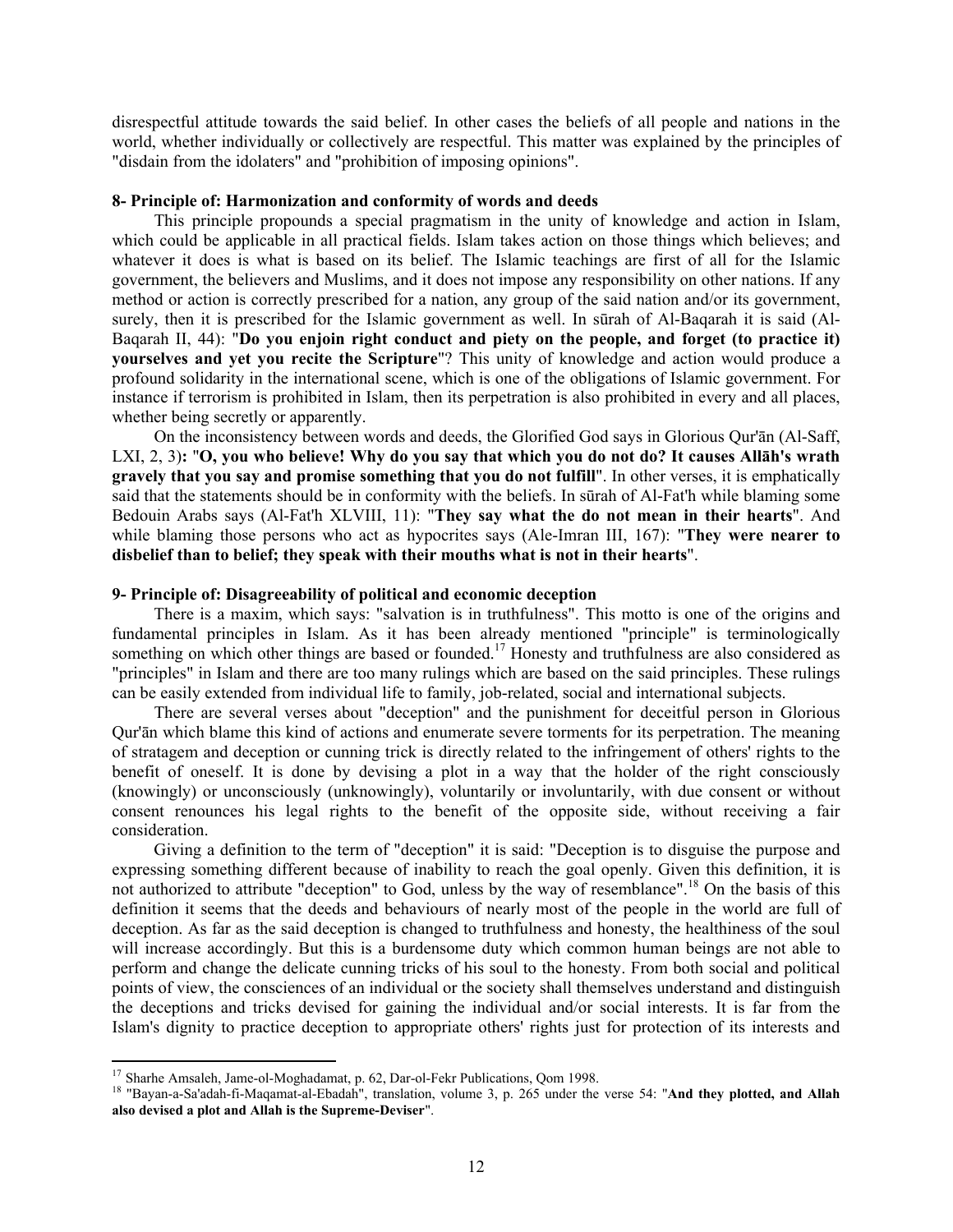disrespectful attitude towards the said belief. In other cases the beliefs of all people and nations in the world, whether individually or collectively are respectful. This matter was explained by the principles of "disdain from the idolaters" and "prohibition of imposing opinions".

**8- Principle of: Harmonization and conformity of words and deeds**

This principle propounds a special pragmatism in the unity of knowledge and action in Islam, which could be applicable in all practical fields. Islam takes action on those things which believes; and whatever it does is what is based on its belief. The Islamic teachings are first of all for the Islamic government, the believers and Muslims, and it does not impose any responsibility on other nations. If any method or action is correctly prescribed for a nation, any group of the said nation and/or its government, surely, then it is prescribed for the Islamic government as well. In sūrah of Al-Baqarah it is said (Al-Baqarah II, 44): "**Do you enjoin right conduct and piety on the people, and forget (to practice it) yourselves and yet you recite the Scripture**"? This unity of knowledge and action would produce a profound solidarity in the international scene, which is one of the obligations of Islamic government. For instance if terrorism is prohibited in Islam, then its perpetration is also prohibited in every and all places, whether being secretly or apparently.

On the inconsistency between words and deeds, the Glorified God says in Glorious Qur'ān (Al-Saff, LXI, 2, 3)**:** "**O, you who believe! Why do you say that which you do not do? It causes Allāh's wrath gravely that you say and promise something that you do not fulfill**". In other verses, it is emphatically said that the statements should be in conformity with the beliefs. In sūrah of Al-Fat'h while blaming some Bedouin Arabs says (Al-Fat'h XLVIII, 11): "**They say what the do not mean in their hearts**". And while blaming those persons who act as hypocrites says (Ale-Imran III, 167): "**They were nearer to disbelief than to belief; they speak with their mouths what is not in their hearts**".

**9- Principle of: Disagreeability of political and economic deception**

There is a maxim, which says: "salvation is in truthfulness". This motto is one of the origins and fundamental principles in Islam. As it has been already mentioned "principle" is terminologically something on which other things are based or founded.[17] Honesty and truthfulness are also considered as "principles" in Islam and there are too many rulings which are based on the said principles. These rulings can be easily extended from individual life to family, job-related, social and international subjects.

There are several verses about "deception" and the punishment for deceitful person in Glorious Qur'ān which blame this kind of actions and enumerate severe torments for its perpetration. The meaning of stratagem and deception or cunning trick is directly related to the infringement of others' rights to the benefit of oneself. It is done by devising a plot in a way that the holder of the right consciously (knowingly) or unconsciously (unknowingly), voluntarily or involuntarily, with due consent or without consent renounces his legal rights to the benefit of the opposite side, without receiving a fair consideration.

Giving a definition to the term of "deception" it is said: "Deception is to disguise the purpose and expressing something different because of inability to reach the goal openly. Given this definition, it is not authorized to attribute "deception" to God, unless by the way of resemblance".[18] On the basis of this definition it seems that the deeds and behaviours of nearly most of the people in the world are full of deception. As far as the said deception is changed to truthfulness and honesty, the healthiness of the soul will increase accordingly. But this is a burdensome duty which common human beings are not able to perform and change the delicate cunning tricks of his soul to the honesty. From both social and political points of view, the consciences of an individual or the society shall themselves understand and distinguish the deceptions and tricks devised for gaining the individual and/or social interests. It is far from the Islam's dignity to practice deception to appropriate others' rights just for protection of its interests and

---

[17] Sharhe Amsaleh, Jame-ol-Moghadamat, p. 62, Dar-ol-Fekr Publications, Qom 1998.

[18] "Bayan-a-Sa'adah-fi-Maqamat-al-Ebadah", translation, volume 3, p. 265 under the verse 54: "**And they plotted, and Allah also devised a plot and Allah is the Supreme-Deviser**".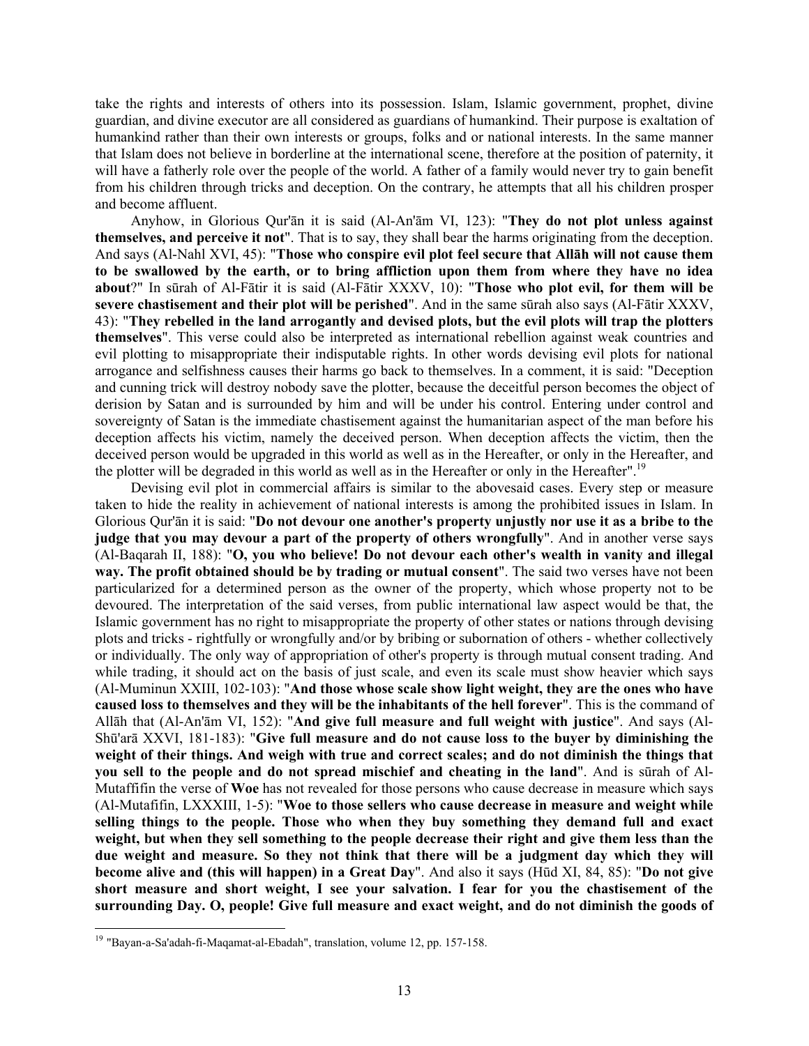take the rights and interests of others into its possession. Islam, Islamic government, prophet, divine guardian, and divine executor are all considered as guardians of humankind. Their purpose is exaltation of humankind rather than their own interests or groups, folks and or national interests. In the same manner that Islam does not believe in borderline at the international scene, therefore at the position of paternity, it will have a fatherly role over the people of the world. A father of a family would never try to gain benefit from his children through tricks and deception. On the contrary, he attempts that all his children prosper and become affluent.

Anyhow, in Glorious Qur'ān it is said (Al-An'ām VI, 123): "**They do not plot unless against themselves, and perceive it not**". That is to say, they shall bear the harms originating from the deception. And says (Al-Nahl XVI, 45): "**Those who conspire evil plot feel secure that Allāh will not cause them to be swallowed by the earth, or to bring affliction upon them from where they have no idea about**?" In sūrah of Al-Fātir it is said (Al-Fātir XXXV, 10): "**Those who plot evil, for them will be severe chastisement and their plot will be perished**". And in the same sūrah also says (Al-Fātir XXXV, 43): "**They rebelled in the land arrogantly and devised plots, but the evil plots will trap the plotters themselves**". This verse could also be interpreted as international rebellion against weak countries and evil plotting to misappropriate their indisputable rights. In other words devising evil plots for national arrogance and selfishness causes their harms go back to themselves. In a comment, it is said: "Deception and cunning trick will destroy nobody save the plotter, because the deceitful person becomes the object of derision by Satan and is surrounded by him and will be under his control. Entering under control and sovereignty of Satan is the immediate chastisement against the humanitarian aspect of the man before his deception affects his victim, namely the deceived person. When deception affects the victim, then the deceived person would be upgraded in this world as well as in the Hereafter, or only in the Hereafter, and the plotter will be degraded in this world as well as in the Hereafter or only in the Hereafter".[19]

Devising evil plot in commercial affairs is similar to the abovesaid cases. Every step or measure taken to hide the reality in achievement of national interests is among the prohibited issues in Islam. In Glorious Qur'ān it is said: "**Do not devour one another's property unjustly nor use it as a bribe to the judge that you may devour a part of the property of others wrongfully**". And in another verse says (Al-Baqarah II, 188): "**O, you who believe! Do not devour each other's wealth in vanity and illegal way. The profit obtained should be by trading or mutual consent**". The said two verses have not been particularized for a determined person as the owner of the property, which whose property not to be devoured. The interpretation of the said verses, from public international law aspect would be that, the Islamic government has no right to misappropriate the property of other states or nations through devising plots and tricks - rightfully or wrongfully and/or by bribing or subornation of others - whether collectively or individually. The only way of appropriation of other's property is through mutual consent trading. And while trading, it should act on the basis of just scale, and even its scale must show heavier which says (Al-Muminun XXIII, 102-103): "**And those whose scale show light weight, they are the ones who have caused loss to themselves and they will be the inhabitants of the hell forever**". This is the command of Allāh that (Al-An'ām VI, 152): "**And give full measure and full weight with justice**". And says (Al-Shū'arā XXVI, 181-183): "**Give full measure and do not cause loss to the buyer by diminishing the weight of their things. And weigh with true and correct scales; and do not diminish the things that you sell to the people and do not spread mischief and cheating in the land**". And is sūrah of Al-Mutaffifin the verse of **Woe** has not revealed for those persons who cause decrease in measure which says (Al-Mutafifin, LXXXIII, 1-5): "**Woe to those sellers who cause decrease in measure and weight while selling things to the people. Those who when they buy something they demand full and exact weight, but when they sell something to the people decrease their right and give them less than the due weight and measure. So they not think that there will be a judgment day which they will become alive and (this will happen) in a Great Day**". And also it says (Hūd XI, 84, 85): "**Do not give short measure and short weight, I see your salvation. I fear for you the chastisement of the surrounding Day. O, people! Give full measure and exact weight, and do not diminish the goods of**

---

[19] "Bayan-a-Sa'adah-fi-Maqamat-al-Ebadah", translation, volume 12, pp. 157-158.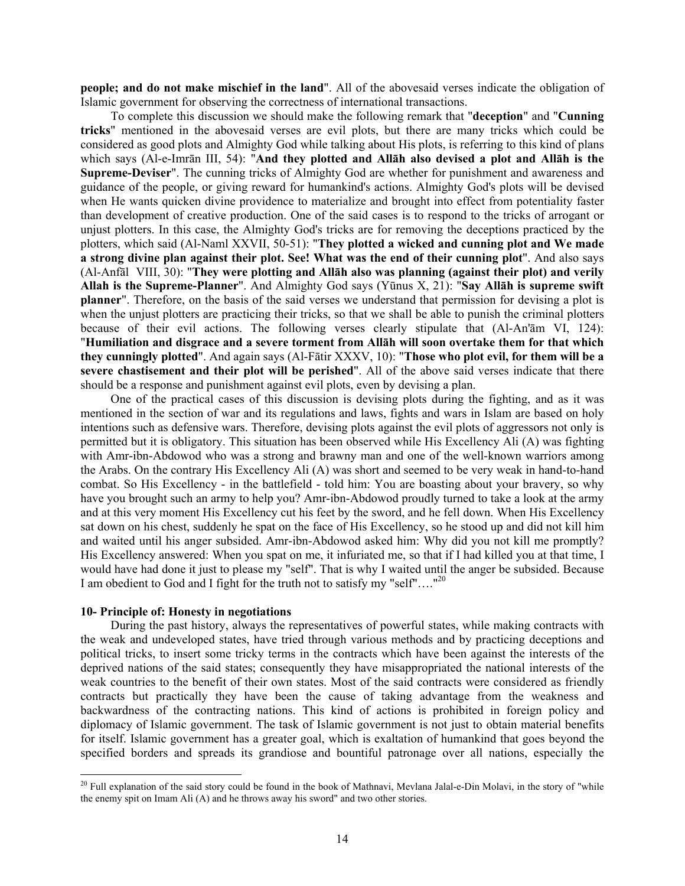**people; and do not make mischief in the land**". All of the abovesaid verses indicate the obligation of Islamic government for observing the correctness of international transactions.

To complete this discussion we should make the following remark that "**deception**" and "**Cunning tricks**" mentioned in the abovesaid verses are evil plots, but there are many tricks which could be considered as good plots and Almighty God while talking about His plots, is referring to this kind of plans which says (Al-e-Imrān III, 54): "**And they plotted and Allāh also devised a plot and Allāh is the Supreme-Deviser**". The cunning tricks of Almighty God are whether for punishment and awareness and guidance of the people, or giving reward for humankind's actions. Almighty God's plots will be devised when He wants quicken divine providence to materialize and brought into effect from potentiality faster than development of creative production. One of the said cases is to respond to the tricks of arrogant or unjust plotters. In this case, the Almighty God's tricks are for removing the deceptions practiced by the plotters, which said (Al-Naml XXVII, 50-51): "**They plotted a wicked and cunning plot and We made a strong divine plan against their plot. See! What was the end of their cunning plot**". And also says (Al-Anfāl VIII, 30): "**They were plotting and Allāh also was planning (against their plot) and verily Allah is the Supreme-Planner**". And Almighty God says (Yūnus X, 21): "**Say Allāh is supreme swift planner**". Therefore, on the basis of the said verses we understand that permission for devising a plot is when the unjust plotters are practicing their tricks, so that we shall be able to punish the criminal plotters because of their evil actions. The following verses clearly stipulate that (Al-An'ām VI, 124): "**Humiliation and disgrace and a severe torment from Allāh will soon overtake them for that which they cunningly plotted**". And again says (Al-Fātir XXXV, 10): "**Those who plot evil, for them will be a severe chastisement and their plot will be perished**". All of the above said verses indicate that there should be a response and punishment against evil plots, even by devising a plan.

One of the practical cases of this discussion is devising plots during the fighting, and as it was mentioned in the section of war and its regulations and laws, fights and wars in Islam are based on holy intentions such as defensive wars. Therefore, devising plots against the evil plots of aggressors not only is permitted but it is obligatory. This situation has been observed while His Excellency Ali (A) was fighting with Amr-ibn-Abdowod who was a strong and brawny man and one of the well-known warriors among the Arabs. On the contrary His Excellency Ali (A) was short and seemed to be very weak in hand-to-hand combat. So His Excellency - in the battlefield - told him: You are boasting about your bravery, so why have you brought such an army to help you? Amr-ibn-Abdowod proudly turned to take a look at the army and at this very moment His Excellency cut his feet by the sword, and he fell down. When His Excellency sat down on his chest, suddenly he spat on the face of His Excellency, so he stood up and did not kill him and waited until his anger subsided. Amr-ibn-Abdowod asked him: Why did you not kill me promptly? His Excellency answered: When you spat on me, it infuriated me, so that if I had killed you at that time, I would have had done it just to please my "self". That is why I waited until the anger be subsided. Because I am obedient to God and I fight for the truth not to satisfy my "self"…."[20]

### 10- Principle of: Honesty in negotiations

During the past history, always the representatives of powerful states, while making contracts with the weak and undeveloped states, have tried through various methods and by practicing deceptions and political tricks, to insert some tricky terms in the contracts which have been against the interests of the deprived nations of the said states; consequently they have misappropriated the national interests of the weak countries to the benefit of their own states. Most of the said contracts were considered as friendly contracts but practically they have been the cause of taking advantage from the weakness and backwardness of the contracting nations. This kind of actions is prohibited in foreign policy and diplomacy of Islamic government. The task of Islamic government is not just to obtain material benefits for itself. Islamic government has a greater goal, which is exaltation of humankind that goes beyond the specified borders and spreads its grandiose and bountiful patronage over all nations, especially the

[20] Full explanation of the said story could be found in the book of Mathnavi, Mevlana Jalal-e-Din Molavi, in the story of "while the enemy spit on Imam Ali (A) and he throws away his sword" and two other stories.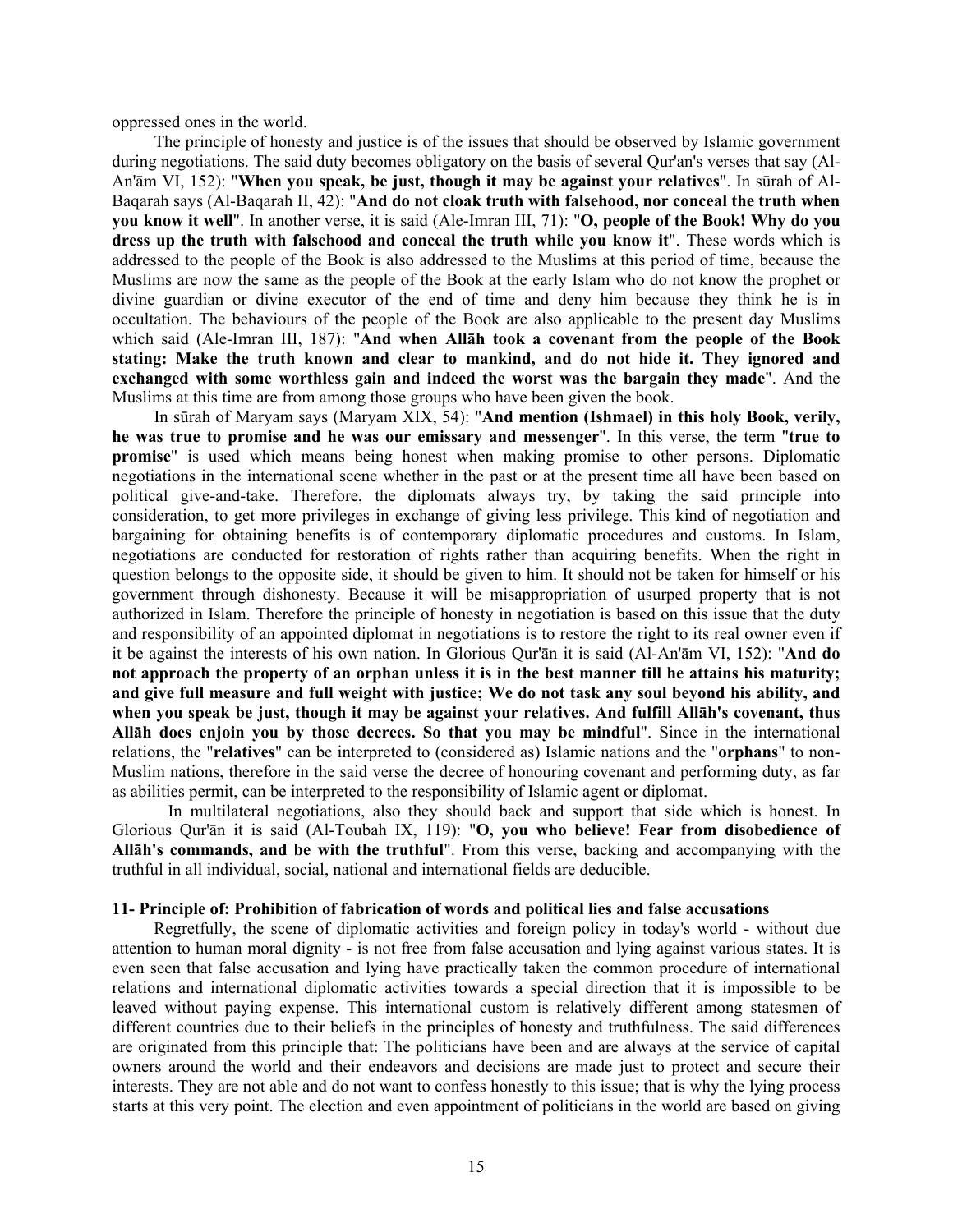oppressed ones in the world.

The principle of honesty and justice is of the issues that should be observed by Islamic government during negotiations. The said duty becomes obligatory on the basis of several Qur'an's verses that say (Al-An'ām VI, 152): "**When you speak, be just, though it may be against your relatives**". In sūrah of Al-Baqarah says (Al-Baqarah II, 42): "**And do not cloak truth with falsehood, nor conceal the truth when you know it well**". In another verse, it is said (Ale-Imran III, 71): "**O, people of the Book! Why do you dress up the truth with falsehood and conceal the truth while you know it**". These words which is addressed to the people of the Book is also addressed to the Muslims at this period of time, because the Muslims are now the same as the people of the Book at the early Islam who do not know the prophet or divine guardian or divine executor of the end of time and deny him because they think he is in occultation. The behaviours of the people of the Book are also applicable to the present day Muslims which said (Ale-Imran III, 187): "**And when Allāh took a covenant from the people of the Book stating: Make the truth known and clear to mankind, and do not hide it. They ignored and exchanged with some worthless gain and indeed the worst was the bargain they made**". And the Muslims at this time are from among those groups who have been given the book.

In sūrah of Maryam says (Maryam XIX, 54): "**And mention (Ishmael) in this holy Book, verily, he was true to promise and he was our emissary and messenger**". In this verse, the term "**true to promise**" is used which means being honest when making promise to other persons. Diplomatic negotiations in the international scene whether in the past or at the present time all have been based on political give-and-take. Therefore, the diplomats always try, by taking the said principle into consideration, to get more privileges in exchange of giving less privilege. This kind of negotiation and bargaining for obtaining benefits is of contemporary diplomatic procedures and customs. In Islam, negotiations are conducted for restoration of rights rather than acquiring benefits. When the right in question belongs to the opposite side, it should be given to him. It should not be taken for himself or his government through dishonesty. Because it will be misappropriation of usurped property that is not authorized in Islam. Therefore the principle of honesty in negotiation is based on this issue that the duty and responsibility of an appointed diplomat in negotiations is to restore the right to its real owner even if it be against the interests of his own nation. In Glorious Qur'ān it is said (Al-An'ām VI, 152): "**And do not approach the property of an orphan unless it is in the best manner till he attains his maturity; and give full measure and full weight with justice; We do not task any soul beyond his ability, and when you speak be just, though it may be against your relatives. And fulfill Allāh's covenant, thus Allāh does enjoin you by those decrees. So that you may be mindful**". Since in the international relations, the "**relatives**" can be interpreted to (considered as) Islamic nations and the "**orphans**" to non-Muslim nations, therefore in the said verse the decree of honouring covenant and performing duty, as far as abilities permit, can be interpreted to the responsibility of Islamic agent or diplomat.

In multilateral negotiations, also they should back and support that side which is honest. In Glorious Qur'ān it is said (Al-Toubah IX, 119): "**O, you who believe! Fear from disobedience of Allāh's commands, and be with the truthful**". From this verse, backing and accompanying with the truthful in all individual, social, national and international fields are deducible.

### 11- Principle of: Prohibition of fabrication of words and political lies and false accusations

Regretfully, the scene of diplomatic activities and foreign policy in today's world - without due attention to human moral dignity - is not free from false accusation and lying against various states. It is even seen that false accusation and lying have practically taken the common procedure of international relations and international diplomatic activities towards a special direction that it is impossible to be leaved without paying expense. This international custom is relatively different among statesmen of different countries due to their beliefs in the principles of honesty and truthfulness. The said differences are originated from this principle that: The politicians have been and are always at the service of capital owners around the world and their endeavors and decisions are made just to protect and secure their interests. They are not able and do not want to confess honestly to this issue; that is why the lying process starts at this very point. The election and even appointment of politicians in the world are based on giving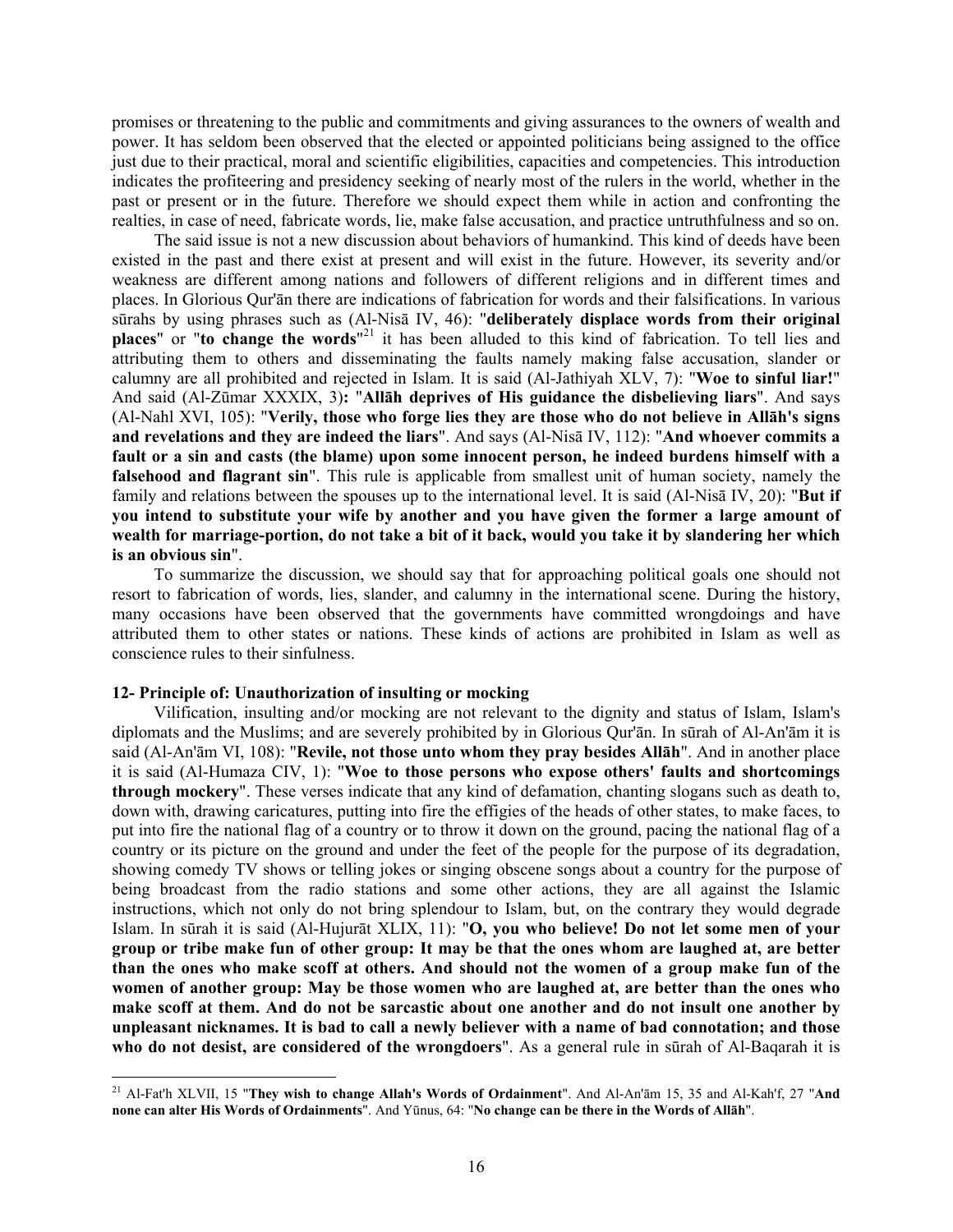promises or threatening to the public and commitments and giving assurances to the owners of wealth and power. It has seldom been observed that the elected or appointed politicians being assigned to the office just due to their practical, moral and scientific eligibilities, capacities and competencies. This introduction indicates the profiteering and presidency seeking of nearly most of the rulers in the world, whether in the past or present or in the future. Therefore we should expect them while in action and confronting the realties, in case of need, fabricate words, lie, make false accusation, and practice untruthfulness and so on.

The said issue is not a new discussion about behaviors of humankind. This kind of deeds have been existed in the past and there exist at present and will exist in the future. However, its severity and/or weakness are different among nations and followers of different religions and in different times and places. In Glorious Qur'ān there are indications of fabrication for words and their falsifications. In various sūrahs by using phrases such as (Al-Nisā IV, 46): "**deliberately displace words from their original places**" or "**to change the words**"[21] it has been alluded to this kind of fabrication. To tell lies and attributing them to others and disseminating the faults namely making false accusation, slander or calumny are all prohibited and rejected in Islam. It is said (Al-Jathiyah XLV, 7): "**Woe to sinful liar!**" And said (Al-Zūmar XXXIX, 3)**:** "**Allāh deprives of His guidance the disbelieving liars**". And says (Al-Nahl XVI, 105): "**Verily, those who forge lies they are those who do not believe in Allāh's signs and revelations and they are indeed the liars**". And says (Al-Nisā IV, 112): "**And whoever commits a fault or a sin and casts (the blame) upon some innocent person, he indeed burdens himself with a falsehood and flagrant sin**". This rule is applicable from smallest unit of human society, namely the family and relations between the spouses up to the international level. It is said (Al-Nisā IV, 20): "**But if you intend to substitute your wife by another and you have given the former a large amount of wealth for marriage-portion, do not take a bit of it back, would you take it by slandering her which is an obvious sin**".

To summarize the discussion, we should say that for approaching political goals one should not resort to fabrication of words, lies, slander, and calumny in the international scene. During the history, many occasions have been observed that the governments have committed wrongdoings and have attributed them to other states or nations. These kinds of actions are prohibited in Islam as well as conscience rules to their sinfulness.

**12- Principle of: Unauthorization of insulting or mocking**

Vilification, insulting and/or mocking are not relevant to the dignity and status of Islam, Islam's diplomats and the Muslims; and are severely prohibited by in Glorious Qur'ān. In sūrah of Al-An'ām it is said (Al-An'ām VI, 108): "**Revile, not those unto whom they pray besides Allāh**". And in another place it is said (Al-Humaza CIV, 1): "**Woe to those persons who expose others' faults and shortcomings through mockery**". These verses indicate that any kind of defamation, chanting slogans such as death to, down with, drawing caricatures, putting into fire the effigies of the heads of other states, to make faces, to put into fire the national flag of a country or to throw it down on the ground, pacing the national flag of a country or its picture on the ground and under the feet of the people for the purpose of its degradation, showing comedy TV shows or telling jokes or singing obscene songs about a country for the purpose of being broadcast from the radio stations and some other actions, they are all against the Islamic instructions, which not only do not bring splendour to Islam, but, on the contrary they would degrade Islam. In sūrah it is said (Al-Hujurāt XLIX, 11): "**O, you who believe! Do not let some men of your group or tribe make fun of other group: It may be that the ones whom are laughed at, are better than the ones who make scoff at others. And should not the women of a group make fun of the women of another group: May be those women who are laughed at, are better than the ones who make scoff at them. And do not be sarcastic about one another and do not insult one another by unpleasant nicknames. It is bad to call a newly believer with a name of bad connotation; and those who do not desist, are considered of the wrongdoers**". As a general rule in sūrah of Al-Baqarah it is

[21] Al-Fat'h XLVII, 15 "**They wish to change Allah's Words of Ordainment**". And Al-An'ām 15, 35 and Al-Kah'f, 27 "**And none can alter His Words of Ordainments**". And Yūnus, 64: "**No change can be there in the Words of Allāh**".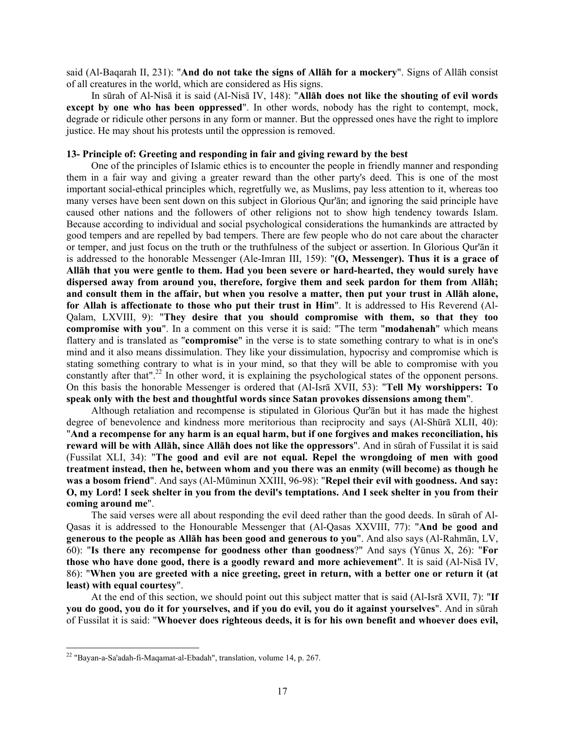said (Al-Baqarah II, 231): "**And do not take the signs of Allāh for a mockery**". Signs of Allāh consist of all creatures in the world, which are considered as His signs.

In sūrah of Al-Nisā it is said (Al-Nisā IV, 148): "**Allāh does not like the shouting of evil words except by one who has been oppressed**". In other words, nobody has the right to contempt, mock, degrade or ridicule other persons in any form or manner. But the oppressed ones have the right to implore justice. He may shout his protests until the oppression is removed.

**13- Principle of: Greeting and responding in fair and giving reward by the best**

One of the principles of Islamic ethics is to encounter the people in friendly manner and responding them in a fair way and giving a greater reward than the other party's deed. This is one of the most important social-ethical principles which, regretfully we, as Muslims, pay less attention to it, whereas too many verses have been sent down on this subject in Glorious Qur'ān; and ignoring the said principle have caused other nations and the followers of other religions not to show high tendency towards Islam. Because according to individual and social psychological considerations the humankinds are attracted by good tempers and are repelled by bad tempers. There are few people who do not care about the character or temper, and just focus on the truth or the truthfulness of the subject or assertion. In Glorious Qur'ān it is addressed to the honorable Messenger (Ale-Imran III, 159): "**(O, Messenger). Thus it is a grace of Allāh that you were gentle to them. Had you been severe or hard-hearted, they would surely have dispersed away from around you, therefore, forgive them and seek pardon for them from Allāh; and consult them in the affair, but when you resolve a matter, then put your trust in Allāh alone, for Allah is affectionate to those who put their trust in Him**". It is addressed to His Reverend (Al-Qalam, LXVIII, 9): "**They desire that you should compromise with them, so that they too compromise with you**". In a comment on this verse it is said: "The term "**modahenah**" which means flattery and is translated as "**compromise**" in the verse is to state something contrary to what is in one's mind and it also means dissimulation. They like your dissimulation, hypocrisy and compromise which is stating something contrary to what is in your mind, so that they will be able to compromise with you constantly after that".[22] In other word, it is explaining the psychological states of the opponent persons. On this basis the honorable Messenger is ordered that (Al-Isrā XVII, 53): "**Tell My worshippers: To speak only with the best and thoughtful words since Satan provokes dissensions among them**".

Although retaliation and recompense is stipulated in Glorious Qur'ān but it has made the highest degree of benevolence and kindness more meritorious than reciprocity and says (Al-Shūrā XLII, 40): "**And a recompense for any harm is an equal harm, but if one forgives and makes reconciliation, his reward will be with Allāh, since Allāh does not like the oppressors**". And in sūrah of Fussilat it is said (Fussilat XLI, 34): "**The good and evil are not equal. Repel the wrongdoing of men with good treatment instead, then he, between whom and you there was an enmity (will become) as though he was a bosom friend**". And says (Al-Mūminun XXIII, 96-98): "**Repel their evil with goodness. And say: O, my Lord! I seek shelter in you from the devil's temptations. And I seek shelter in you from their coming around me**".

The said verses were all about responding the evil deed rather than the good deeds. In sūrah of Al-Qasas it is addressed to the Honourable Messenger that (Al-Qasas XXVIII, 77): "**And be good and generous to the people as Allāh has been good and generous to you**". And also says (Al-Rahmān, LV, 60): "**Is there any recompense for goodness other than goodness**?" And says (Yūnus X, 26): "**For those who have done good, there is a goodly reward and more achievement**". It is said (Al-Nisā IV, 86): "**When you are greeted with a nice greeting, greet in return, with a better one or return it (at least) with equal courtesy**".

At the end of this section, we should point out this subject matter that is said (Al-Isrā XVII, 7): "**If you do good, you do it for yourselves, and if you do evil, you do it against yourselves**". And in sūrah of Fussilat it is said: "**Whoever does righteous deeds, it is for his own benefit and whoever does evil,**

---

[22] "Bayan-a-Sa'adah-fi-Maqamat-al-Ebadah", translation, volume 14, p. 267.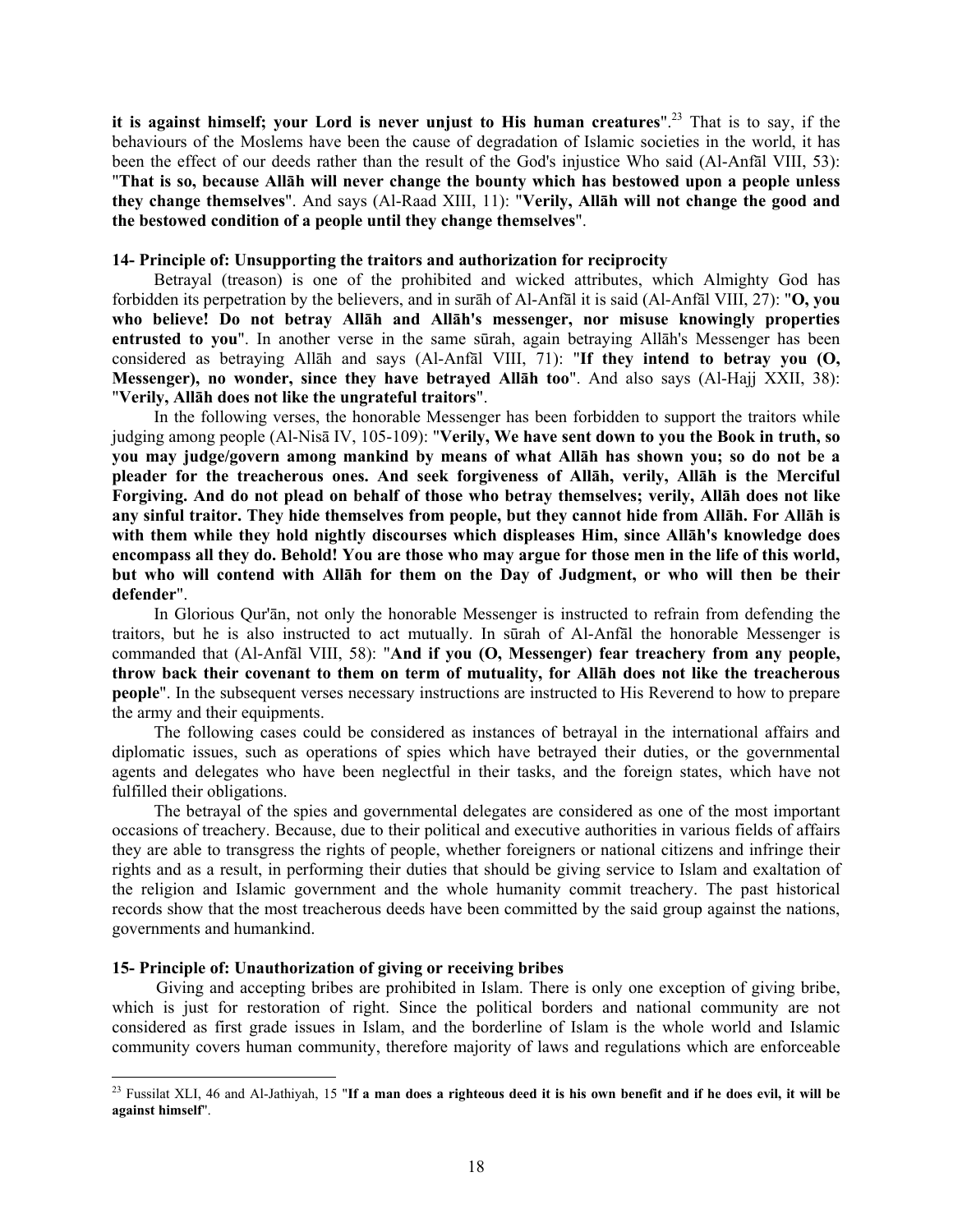**it is against himself; your Lord is never unjust to His human creatures**".[23] That is to say, if the behaviours of the Moslems have been the cause of degradation of Islamic societies in the world, it has been the effect of our deeds rather than the result of the God's injustice Who said (Al-Anfãl VIII, 53): "**That is so, because Allāh will never change the bounty which has bestowed upon a people unless they change themselves**". And says (Al-Raad XIII, 11): "**Verily, Allāh will not change the good and the bestowed condition of a people until they change themselves**".

**14- Principle of: Unsupporting the traitors and authorization for reciprocity**

Betrayal (treason) is one of the prohibited and wicked attributes, which Almighty God has forbidden its perpetration by the believers, and in surāh of Al-Anfãl it is said (Al-Anfãl VIII, 27): "**O, you who believe! Do not betray Allāh and Allāh's messenger, nor misuse knowingly properties entrusted to you**". In another verse in the same sūrah, again betraying Allāh's Messenger has been considered as betraying Allāh and says (Al-Anfãl VIII, 71): "**If they intend to betray you (O, Messenger), no wonder, since they have betrayed Allāh too**". And also says (Al-Hajj XXII, 38): "**Verily, Allāh does not like the ungrateful traitors**".

In the following verses, the honorable Messenger has been forbidden to support the traitors while judging among people (Al-Nisā IV, 105-109): "**Verily, We have sent down to you the Book in truth, so you may judge/govern among mankind by means of what Allāh has shown you; so do not be a pleader for the treacherous ones. And seek forgiveness of Allāh, verily, Allāh is the Merciful Forgiving. And do not plead on behalf of those who betray themselves; verily, Allāh does not like any sinful traitor. They hide themselves from people, but they cannot hide from Allāh. For Allāh is with them while they hold nightly discourses which displeases Him, since Allāh's knowledge does encompass all they do. Behold! You are those who may argue for those men in the life of this world, but who will contend with Allāh for them on the Day of Judgment, or who will then be their defender**".

In Glorious Qur'ān, not only the honorable Messenger is instructed to refrain from defending the traitors, but he is also instructed to act mutually. In sūrah of Al-Anfãl the honorable Messenger is commanded that (Al-Anfãl VIII, 58): "**And if you (O, Messenger) fear treachery from any people, throw back their covenant to them on term of mutuality, for Allāh does not like the treacherous people**". In the subsequent verses necessary instructions are instructed to His Reverend to how to prepare the army and their equipments.

The following cases could be considered as instances of betrayal in the international affairs and diplomatic issues, such as operations of spies which have betrayed their duties, or the governmental agents and delegates who have been neglectful in their tasks, and the foreign states, which have not fulfilled their obligations.

The betrayal of the spies and governmental delegates are considered as one of the most important occasions of treachery. Because, due to their political and executive authorities in various fields of affairs they are able to transgress the rights of people, whether foreigners or national citizens and infringe their rights and as a result, in performing their duties that should be giving service to Islam and exaltation of the religion and Islamic government and the whole humanity commit treachery. The past historical records show that the most treacherous deeds have been committed by the said group against the nations, governments and humankind.

**15- Principle of: Unauthorization of giving or receiving bribes**

Giving and accepting bribes are prohibited in Islam. There is only one exception of giving bribe, which is just for restoration of right. Since the political borders and national community are not considered as first grade issues in Islam, and the borderline of Islam is the whole world and Islamic community covers human community, therefore majority of laws and regulations which are enforceable

[23] Fussilat XLI, 46 and Al-Jathiyah, 15 "**If a man does a righteous deed it is his own benefit and if he does evil, it will be against himself**".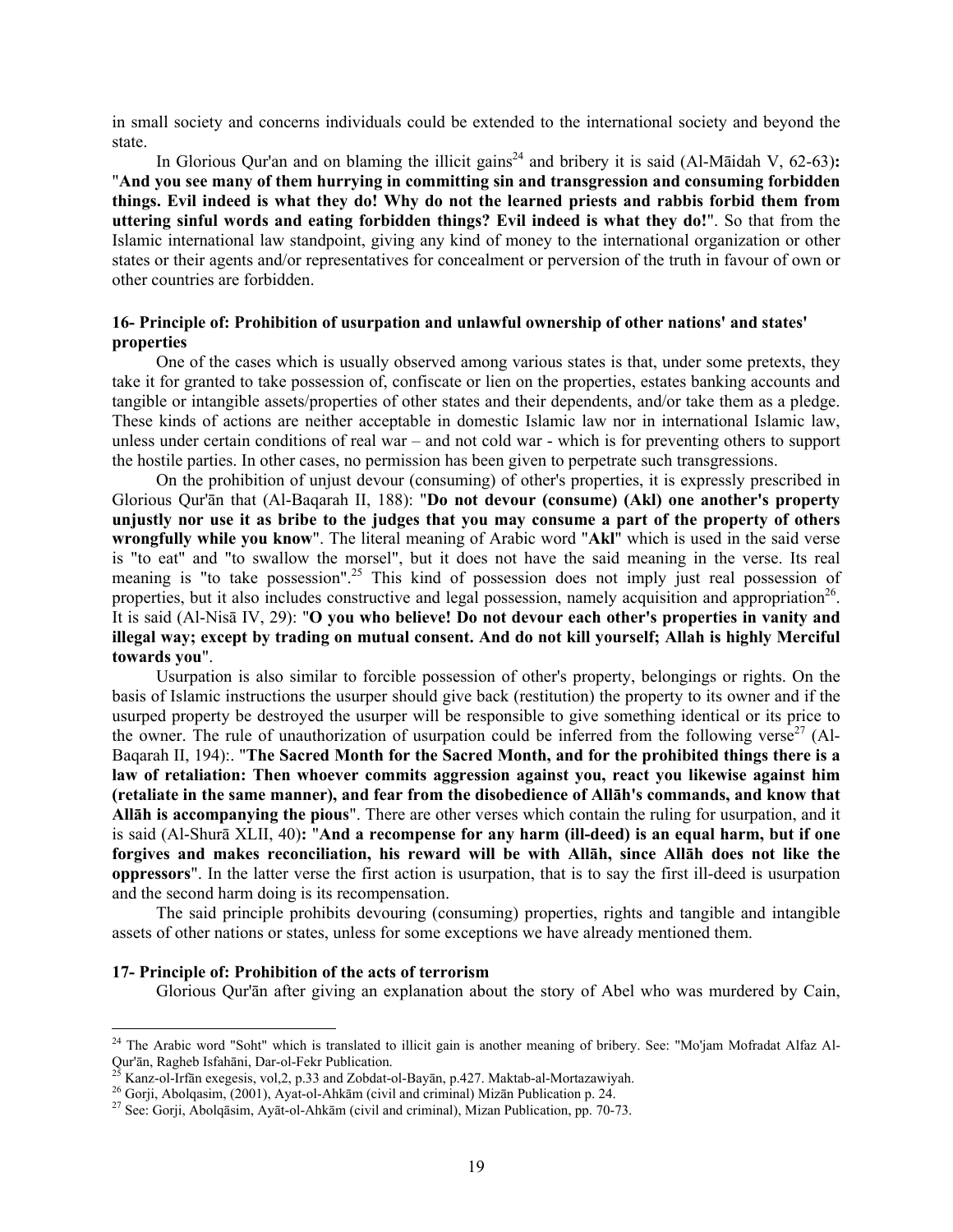in small society and concerns individuals could be extended to the international society and beyond the state.

In Glorious Qur'an and on blaming the illicit gains[24] and bribery it is said (Al-Māidah V, 62-63)**:** "**And you see many of them hurrying in committing sin and transgression and consuming forbidden things. Evil indeed is what they do! Why do not the learned priests and rabbis forbid them from uttering sinful words and eating forbidden things? Evil indeed is what they do!**". So that from the Islamic international law standpoint, giving any kind of money to the international organization or other states or their agents and/or representatives for concealment or perversion of the truth in favour of own or other countries are forbidden.

### 16- Principle of: Prohibition of usurpation and unlawful ownership of other nations' and states' properties

One of the cases which is usually observed among various states is that, under some pretexts, they take it for granted to take possession of, confiscate or lien on the properties, estates banking accounts and tangible or intangible assets/properties of other states and their dependents, and/or take them as a pledge. These kinds of actions are neither acceptable in domestic Islamic law nor in international Islamic law, unless under certain conditions of real war – and not cold war - which is for preventing others to support the hostile parties. In other cases, no permission has been given to perpetrate such transgressions.

On the prohibition of unjust devour (consuming) of other's properties, it is expressly prescribed in Glorious Qur'ān that (Al-Baqarah II, 188): "**Do not devour (consume) (Akl) one another's property unjustly nor use it as bribe to the judges that you may consume a part of the property of others wrongfully while you know**". The literal meaning of Arabic word "**Akl**" which is used in the said verse is "to eat" and "to swallow the morsel", but it does not have the said meaning in the verse. Its real meaning is "to take possession".[25] This kind of possession does not imply just real possession of properties, but it also includes constructive and legal possession, namely acquisition and appropriation[26]. It is said (Al-Nisā IV, 29): "**O you who believe! Do not devour each other's properties in vanity and illegal way; except by trading on mutual consent. And do not kill yourself; Allah is highly Merciful towards you**".

Usurpation is also similar to forcible possession of other's property, belongings or rights. On the basis of Islamic instructions the usurper should give back (restitution) the property to its owner and if the usurped property be destroyed the usurper will be responsible to give something identical or its price to the owner. The rule of unauthorization of usurpation could be inferred from the following verse[27] (Al-Baqarah II, 194):. "**The Sacred Month for the Sacred Month, and for the prohibited things there is a law of retaliation: Then whoever commits aggression against you, react you likewise against him (retaliate in the same manner), and fear from the disobedience of Allāh's commands, and know that Allāh is accompanying the pious**". There are other verses which contain the ruling for usurpation, and it is said (Al-Shurā XLII, 40)**:** "**And a recompense for any harm (ill-deed) is an equal harm, but if one forgives and makes reconciliation, his reward will be with Allāh, since Allāh does not like the oppressors**". In the latter verse the first action is usurpation, that is to say the first ill-deed is usurpation and the second harm doing is its recompensation.

The said principle prohibits devouring (consuming) properties, rights and tangible and intangible assets of other nations or states, unless for some exceptions we have already mentioned them.

### 17- Principle of: Prohibition of the acts of terrorism

Glorious Qur'ān after giving an explanation about the story of Abel who was murdered by Cain,

---

[24] The Arabic word "Soht" which is translated to illicit gain is another meaning of bribery. See: "Mo'jam Mofradat Alfaz Al-Qur'ān, Ragheb Isfahāni, Dar-ol-Fekr Publication.

[25] Kanz-ol-Irfān exegesis, vol,2, p.33 and Zobdat-ol-Bayān, p.427. Maktab-al-Mortazawiyah.

[26] Gorji, Abolqasim, (2001), Ayat-ol-Ahkām (civil and criminal) Mizān Publication p. 24.

[27] See: Gorji, Abolqāsim, Ayāt-ol-Ahkām (civil and criminal), Mizan Publication, pp. 70-73.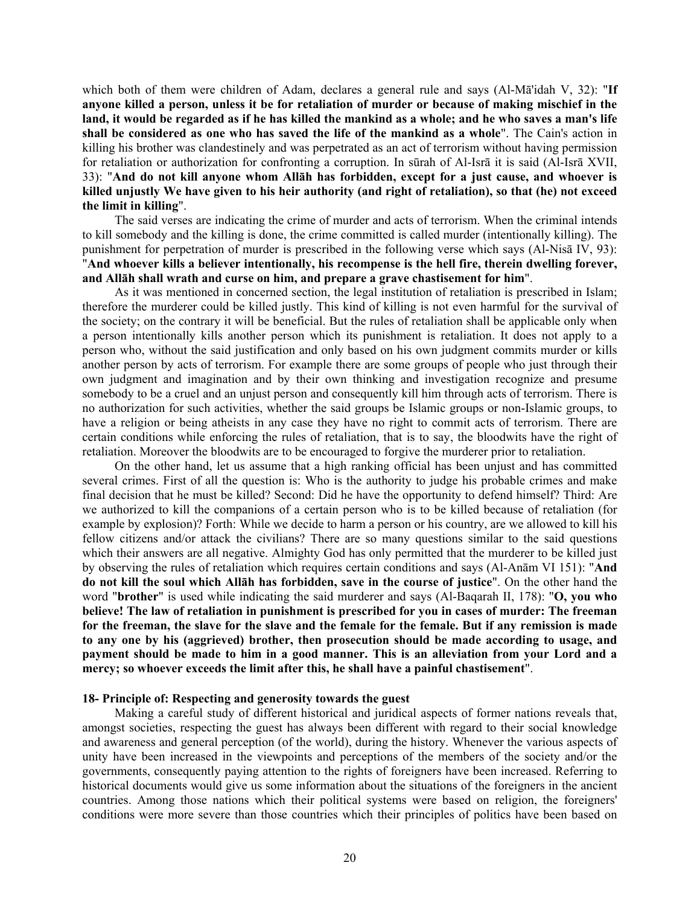which both of them were children of Adam, declares a general rule and says (Al-Mā'idah V, 32): "**If anyone killed a person, unless it be for retaliation of murder or because of making mischief in the land, it would be regarded as if he has killed the mankind as a whole; and he who saves a man's life shall be considered as one who has saved the life of the mankind as a whole**". The Cain's action in killing his brother was clandestinely and was perpetrated as an act of terrorism without having permission for retaliation or authorization for confronting a corruption. In sūrah of Al-Isrā it is said (Al-Isrā XVII, 33): "**And do not kill anyone whom Allāh has forbidden, except for a just cause, and whoever is killed unjustly We have given to his heir authority (and right of retaliation), so that (he) not exceed the limit in killing**".

The said verses are indicating the crime of murder and acts of terrorism. When the criminal intends to kill somebody and the killing is done, the crime committed is called murder (intentionally killing). The punishment for perpetration of murder is prescribed in the following verse which says (Al-Nisā IV, 93): "**And whoever kills a believer intentionally, his recompense is the hell fire, therein dwelling forever, and Allāh shall wrath and curse on him, and prepare a grave chastisement for him**".

As it was mentioned in concerned section, the legal institution of retaliation is prescribed in Islam; therefore the murderer could be killed justly. This kind of killing is not even harmful for the survival of the society; on the contrary it will be beneficial. But the rules of retaliation shall be applicable only when a person intentionally kills another person which its punishment is retaliation. It does not apply to a person who, without the said justification and only based on his own judgment commits murder or kills another person by acts of terrorism. For example there are some groups of people who just through their own judgment and imagination and by their own thinking and investigation recognize and presume somebody to be a cruel and an unjust person and consequently kill him through acts of terrorism. There is no authorization for such activities, whether the said groups be Islamic groups or non-Islamic groups, to have a religion or being atheists in any case they have no right to commit acts of terrorism. There are certain conditions while enforcing the rules of retaliation, that is to say, the bloodwits have the right of retaliation. Moreover the bloodwits are to be encouraged to forgive the murderer prior to retaliation.

On the other hand, let us assume that a high ranking official has been unjust and has committed several crimes. First of all the question is: Who is the authority to judge his probable crimes and make final decision that he must be killed? Second: Did he have the opportunity to defend himself? Third: Are we authorized to kill the companions of a certain person who is to be killed because of retaliation (for example by explosion)? Forth: While we decide to harm a person or his country, are we allowed to kill his fellow citizens and/or attack the civilians? There are so many questions similar to the said questions which their answers are all negative. Almighty God has only permitted that the murderer to be killed just by observing the rules of retaliation which requires certain conditions and says (Al-Anām VI 151): "**And do not kill the soul which Allāh has forbidden, save in the course of justice**". On the other hand the word "**brother**" is used while indicating the said murderer and says (Al-Baqarah II, 178): "**O, you who believe! The law of retaliation in punishment is prescribed for you in cases of murder: The freeman for the freeman, the slave for the slave and the female for the female. But if any remission is made to any one by his (aggrieved) brother, then prosecution should be made according to usage, and payment should be made to him in a good manner. This is an alleviation from your Lord and a mercy; so whoever exceeds the limit after this, he shall have a painful chastisement**".

**18- Principle of: Respecting and generosity towards the guest**

Making a careful study of different historical and juridical aspects of former nations reveals that, amongst societies, respecting the guest has always been different with regard to their social knowledge and awareness and general perception (of the world), during the history. Whenever the various aspects of unity have been increased in the viewpoints and perceptions of the members of the society and/or the governments, consequently paying attention to the rights of foreigners have been increased. Referring to historical documents would give us some information about the situations of the foreigners in the ancient countries. Among those nations which their political systems were based on religion, the foreigners' conditions were more severe than those countries which their principles of politics have been based on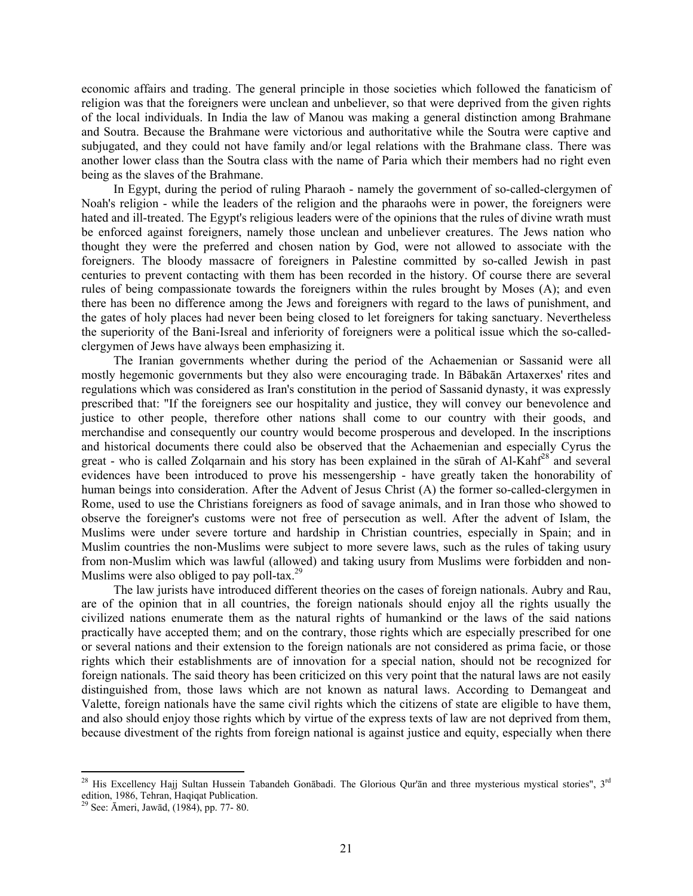economic affairs and trading. The general principle in those societies which followed the fanaticism of religion was that the foreigners were unclean and unbeliever, so that were deprived from the given rights of the local individuals. In India the law of Manou was making a general distinction among Brahmane and Soutra. Because the Brahmane were victorious and authoritative while the Soutra were captive and subjugated, and they could not have family and/or legal relations with the Brahmane class. There was another lower class than the Soutra class with the name of Paria which their members had no right even being as the slaves of the Brahmane.

In Egypt, during the period of ruling Pharaoh - namely the government of so-called-clergymen of Noah's religion - while the leaders of the religion and the pharaohs were in power, the foreigners were hated and ill-treated. The Egypt's religious leaders were of the opinions that the rules of divine wrath must be enforced against foreigners, namely those unclean and unbeliever creatures. The Jews nation who thought they were the preferred and chosen nation by God, were not allowed to associate with the foreigners. The bloody massacre of foreigners in Palestine committed by so-called Jewish in past centuries to prevent contacting with them has been recorded in the history. Of course there are several rules of being compassionate towards the foreigners within the rules brought by Moses (A); and even there has been no difference among the Jews and foreigners with regard to the laws of punishment, and the gates of holy places had never been being closed to let foreigners for taking sanctuary. Nevertheless the superiority of the Bani-Isreal and inferiority of foreigners were a political issue which the so-called-clergymen of Jews have always been emphasizing it.

The Iranian governments whether during the period of the Achaemenian or Sassanid were all mostly hegemonic governments but they also were encouraging trade. In Bābakān Artaxerxes' rites and regulations which was considered as Iran's constitution in the period of Sassanid dynasty, it was expressly prescribed that: "If the foreigners see our hospitality and justice, they will convey our benevolence and justice to other people, therefore other nations shall come to our country with their goods, and merchandise and consequently our country would become prosperous and developed. In the inscriptions and historical documents there could also be observed that the Achaemenian and especially Cyrus the great - who is called Zolqarnain and his story has been explained in the sūrah of Al-Kahf[28] and several evidences have been introduced to prove his messengership - have greatly taken the honorability of human beings into consideration. After the Advent of Jesus Christ (A) the former so-called-clergymen in Rome, used to use the Christians foreigners as food of savage animals, and in Iran those who showed to observe the foreigner's customs were not free of persecution as well. After the advent of Islam, the Muslims were under severe torture and hardship in Christian countries, especially in Spain; and in Muslim countries the non-Muslims were subject to more severe laws, such as the rules of taking usury from non-Muslim which was lawful (allowed) and taking usury from Muslims were forbidden and non-Muslims were also obliged to pay poll-tax.[29]

The law jurists have introduced different theories on the cases of foreign nationals. Aubry and Rau, are of the opinion that in all countries, the foreign nationals should enjoy all the rights usually the civilized nations enumerate them as the natural rights of humankind or the laws of the said nations practically have accepted them; and on the contrary, those rights which are especially prescribed for one or several nations and their extension to the foreign nationals are not considered as prima facie, or those rights which their establishments are of innovation for a special nation, should not be recognized for foreign nationals. The said theory has been criticized on this very point that the natural laws are not easily distinguished from, those laws which are not known as natural laws. According to Demangeat and Valette, foreign nationals have the same civil rights which the citizens of state are eligible to have them, and also should enjoy those rights which by virtue of the express texts of law are not deprived from them, because divestment of the rights from foreign national is against justice and equity, especially when there

---

[28] His Excellency Hajj Sultan Hussein Tabandeh Gonābadi. The Glorious Qur'ān and three mysterious mystical stories", 3rd edition, 1986, Tehran, Haqiqat Publication.

[29] See: Āmeri, Jawād, (1984), pp. 77- 80.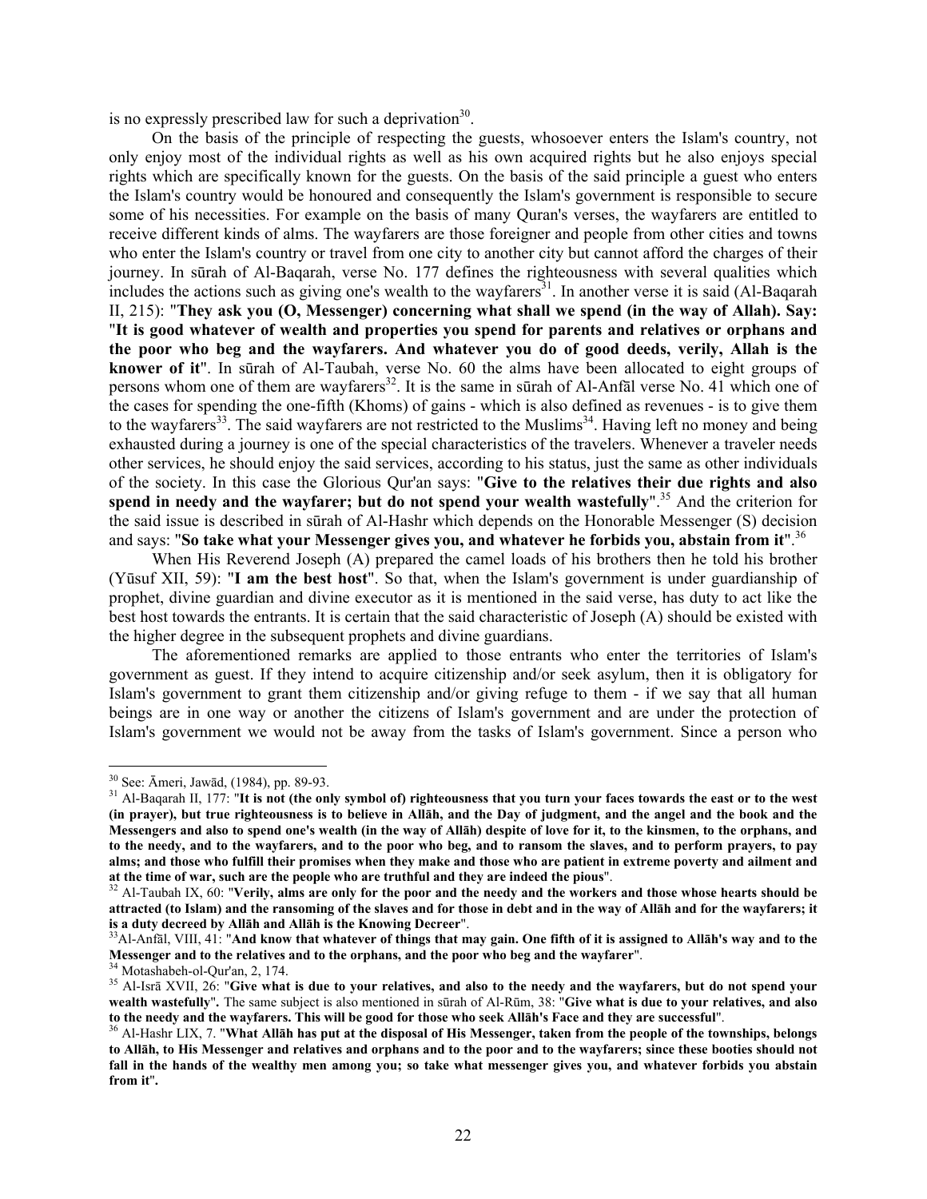is no expressly prescribed law for such a deprivation[30].

On the basis of the principle of respecting the guests, whosoever enters the Islam's country, not only enjoy most of the individual rights as well as his own acquired rights but he also enjoys special rights which are specifically known for the guests. On the basis of the said principle a guest who enters the Islam's country would be honoured and consequently the Islam's government is responsible to secure some of his necessities. For example on the basis of many Quran's verses, the wayfarers are entitled to receive different kinds of alms. The wayfarers are those foreigner and people from other cities and towns who enter the Islam's country or travel from one city to another city but cannot afford the charges of their journey. In sūrah of Al-Baqarah, verse No. 177 defines the righteousness with several qualities which includes the actions such as giving one's wealth to the wayfarers[31]. In another verse it is said (Al-Baqarah II, 215): "**They ask you (O, Messenger) concerning what shall we spend (in the way of Allah). Say: "It is good whatever of wealth and properties you spend for parents and relatives or orphans and the poor who beg and the wayfarers. And whatever you do of good deeds, verily, Allah is the knower of it**". In sūrah of Al-Taubah, verse No. 60 the alms have been allocated to eight groups of persons whom one of them are wayfarers[32]. It is the same in sūrah of Al-Anfāl verse No. 41 which one of the cases for spending the one-fifth (Khoms) of gains - which is also defined as revenues - is to give them to the wayfarers[33]. The said wayfarers are not restricted to the Muslims[34]. Having left no money and being exhausted during a journey is one of the special characteristics of the travelers. Whenever a traveler needs other services, he should enjoy the said services, according to his status, just the same as other individuals of the society. In this case the Glorious Qur'an says: "**Give to the relatives their due rights and also spend in needy and the wayfarer; but do not spend your wealth wastefully**".[35] And the criterion for the said issue is described in sūrah of Al-Hashr which depends on the Honorable Messenger (S) decision and says: "**So take what your Messenger gives you, and whatever he forbids you, abstain from it**".[36]

When His Reverend Joseph (A) prepared the camel loads of his brothers then he told his brother (Yūsuf XII, 59): "**I am the best host**". So that, when the Islam's government is under guardianship of prophet, divine guardian and divine executor as it is mentioned in the said verse, has duty to act like the best host towards the entrants. It is certain that the said characteristic of Joseph (A) should be existed with the higher degree in the subsequent prophets and divine guardians.

The aforementioned remarks are applied to those entrants who enter the territories of Islam's government as guest. If they intend to acquire citizenship and/or seek asylum, then it is obligatory for Islam's government to grant them citizenship and/or giving refuge to them - if we say that all human beings are in one way or another the citizens of Islam's government and are under the protection of Islam's government we would not be away from the tasks of Islam's government. Since a person who

---

[30] See: Āmeri, Jawād, (1984), pp. 89-93.

[31] Al-Baqarah II, 177: "**It is not (the only symbol of) righteousness that you turn your faces towards the east or to the west (in prayer), but true righteousness is to believe in Allāh, and the Day of judgment, and the angel and the book and the Messengers and also to spend one's wealth (in the way of Allāh) despite of love for it, to the kinsmen, to the orphans, and to the needy, and to the wayfarers, and to the poor who beg, and to ransom the slaves, and to perform prayers, to pay alms; and those who fulfill their promises when they make and those who are patient in extreme poverty and ailment and at the time of war, such are the people who are truthful and they are indeed the pious**".

[32] Al-Taubah IX, 60: "**Verily, alms are only for the poor and the needy and the workers and those whose hearts should be attracted (to Islam) and the ransoming of the slaves and for those in debt and in the way of Allāh and for the wayfarers; it is a duty decreed by Allāh and Allāh is the Knowing Decreer**".

[33] Al-Anfāl, VIII, 41: "**And know that whatever of things that may gain. One fifth of it is assigned to Allāh's way and to the Messenger and to the relatives and to the orphans, and the poor who beg and the wayfarer**".

[34] Motashabeh-ol-Qur'an, 2, 174.

[35] Al-Isrā XVII, 26: "**Give what is due to your relatives, and also to the needy and the wayfarers, but do not spend your wealth wastefully**". The same subject is also mentioned in sūrah of Al-Rūm, 38: "**Give what is due to your relatives, and also to the needy and the wayfarers. This will be good for those who seek Allāh's Face and they are successful**".

[36] Al-Hashr LIX, 7. "**What Allāh has put at the disposal of His Messenger, taken from the people of the townships, belongs to Allāh, to His Messenger and relatives and orphans and to the poor and to the wayfarers; since these booties should not fall in the hands of the wealthy men among you; so take what messenger gives you, and whatever forbids you abstain from it**".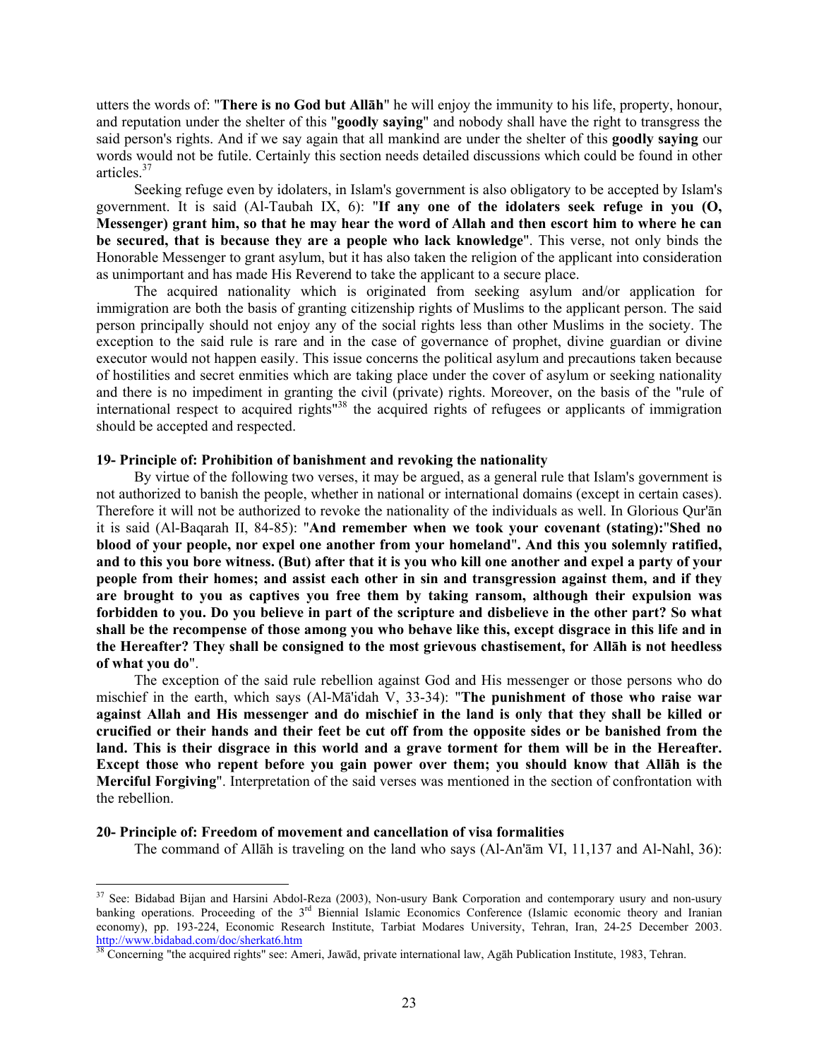utters the words of: "**There is no God but Allāh**" he will enjoy the immunity to his life, property, honour, and reputation under the shelter of this "**goodly saying**" and nobody shall have the right to transgress the said person's rights. And if we say again that all mankind are under the shelter of this **goodly saying** our words would not be futile. Certainly this section needs detailed discussions which could be found in other articles.[37]

Seeking refuge even by idolaters, in Islam's government is also obligatory to be accepted by Islam's government. It is said (Al-Taubah IX, 6): "**If any one of the idolaters seek refuge in you (O, Messenger) grant him, so that he may hear the word of Allah and then escort him to where he can be secured, that is because they are a people who lack knowledge**". This verse, not only binds the Honorable Messenger to grant asylum, but it has also taken the religion of the applicant into consideration as unimportant and has made His Reverend to take the applicant to a secure place.

The acquired nationality which is originated from seeking asylum and/or application for immigration are both the basis of granting citizenship rights of Muslims to the applicant person. The said person principally should not enjoy any of the social rights less than other Muslims in the society. The exception to the said rule is rare and in the case of governance of prophet, divine guardian or divine executor would not happen easily. This issue concerns the political asylum and precautions taken because of hostilities and secret enmities which are taking place under the cover of asylum or seeking nationality and there is no impediment in granting the civil (private) rights. Moreover, on the basis of the "rule of international respect to acquired rights"[38] the acquired rights of refugees or applicants of immigration should be accepted and respected.

#### 19- Principle of: Prohibition of banishment and revoking the nationality

By virtue of the following two verses, it may be argued, as a general rule that Islam's government is not authorized to banish the people, whether in national or international domains (except in certain cases). Therefore it will not be authorized to revoke the nationality of the individuals as well. In Glorious Qur'ān it is said (Al-Baqarah II, 84-85): "**And remember when we took your covenant (stating):"Shed no blood of your people, nor expel one another from your homeland". And this you solemnly ratified, and to this you bore witness. (But) after that it is you who kill one another and expel a party of your people from their homes; and assist each other in sin and transgression against them, and if they are brought to you as captives you free them by taking ransom, although their expulsion was forbidden to you. Do you believe in part of the scripture and disbelieve in the other part? So what shall be the recompense of those among you who behave like this, except disgrace in this life and in the Hereafter? They shall be consigned to the most grievous chastisement, for Allāh is not heedless of what you do**".

The exception of the said rule rebellion against God and His messenger or those persons who do mischief in the earth, which says (Al-Mā'idah V, 33-34): "**The punishment of those who raise war against Allah and His messenger and do mischief in the land is only that they shall be killed or crucified or their hands and their feet be cut off from the opposite sides or be banished from the land. This is their disgrace in this world and a grave torment for them will be in the Hereafter. Except those who repent before you gain power over them; you should know that Allāh is the Merciful Forgiving**". Interpretation of the said verses was mentioned in the section of confrontation with the rebellion.

#### 20- Principle of: Freedom of movement and cancellation of visa formalities

The command of Allāh is traveling on the land who says (Al-An'ām VI, 11,137 and Al-Nahl, 36):

---

[37] See: Bidabad Bijan and Harsini Abdol-Reza (2003), Non-usury Bank Corporation and contemporary usury and non-usury banking operations. Proceeding of the 3rd Biennial Islamic Economics Conference (Islamic economic theory and Iranian economy), pp. 193-224, Economic Research Institute, Tarbiat Modares University, Tehran, Iran, 24-25 December 2003. http://www.bidabad.com/doc/sherkat6.htm

[38] Concerning "the acquired rights" see: Ameri, Jawād, private international law, Agāh Publication Institute, 1983, Tehran.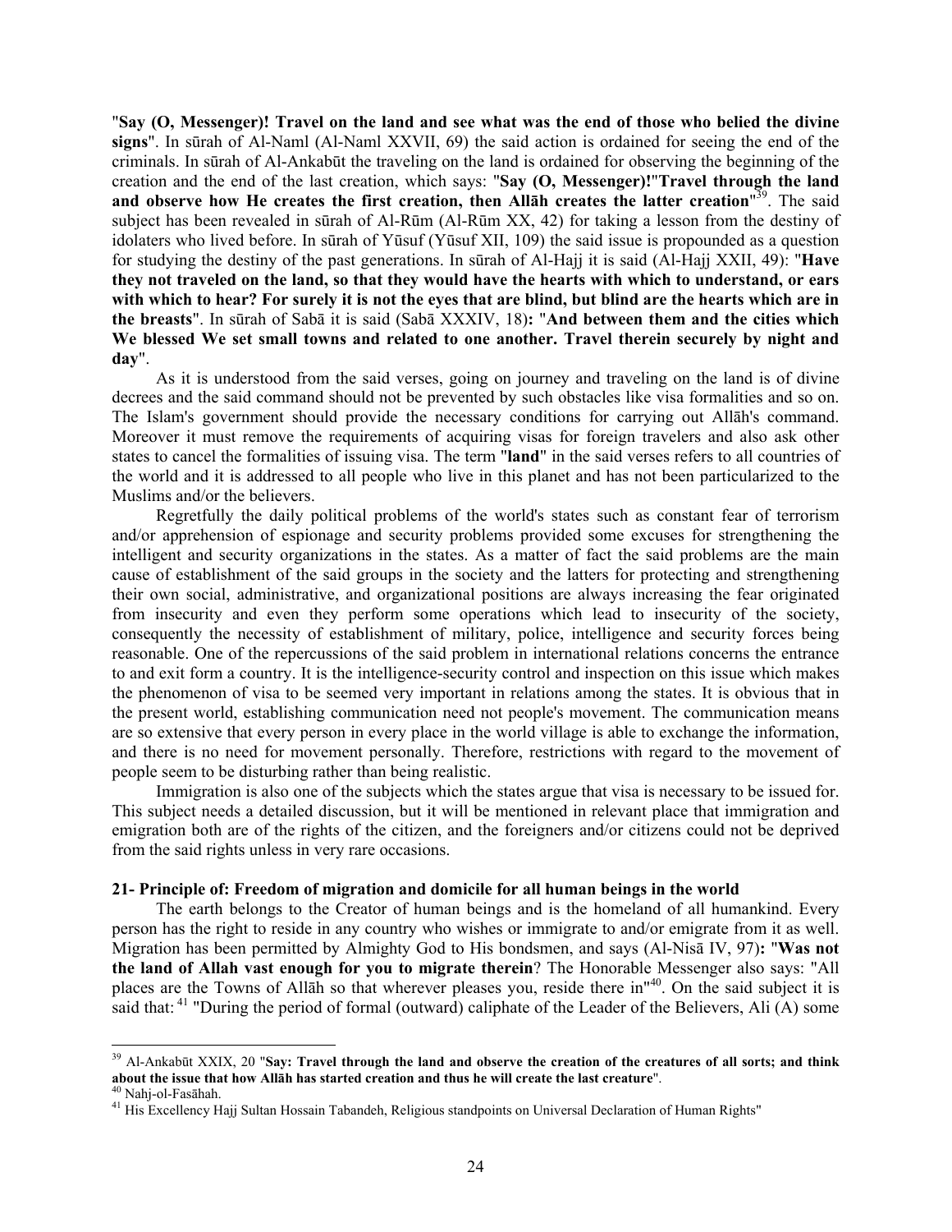"**Say (O, Messenger)! Travel on the land and see what was the end of those who belied the divine signs**". In sūrah of Al-Naml (Al-Naml XXVII, 69) the said action is ordained for seeing the end of the criminals. In sūrah of Al-Ankabūt the traveling on the land is ordained for observing the beginning of the creation and the end of the last creation, which says: "**Say (O, Messenger)!**"**Travel through the land and observe how He creates the first creation, then Allāh creates the latter creation**"[39]. The said subject has been revealed in sūrah of Al-Rūm (Al-Rūm XX, 42) for taking a lesson from the destiny of idolaters who lived before. In sūrah of Yūsuf (Yūsuf XII, 109) the said issue is propounded as a question for studying the destiny of the past generations. In sūrah of Al-Hajj it is said (Al-Hajj XXII, 49): "**Have they not traveled on the land, so that they would have the hearts with which to understand, or ears with which to hear? For surely it is not the eyes that are blind, but blind are the hearts which are in the breasts**". In sūrah of Sabā it is said (Sabā XXXIV, 18)**:** "**And between them and the cities which We blessed We set small towns and related to one another. Travel therein securely by night and day**".

As it is understood from the said verses, going on journey and traveling on the land is of divine decrees and the said command should not be prevented by such obstacles like visa formalities and so on. The Islam's government should provide the necessary conditions for carrying out Allāh's command. Moreover it must remove the requirements of acquiring visas for foreign travelers and also ask other states to cancel the formalities of issuing visa. The term "**land**" in the said verses refers to all countries of the world and it is addressed to all people who live in this planet and has not been particularized to the Muslims and/or the believers.

Regretfully the daily political problems of the world's states such as constant fear of terrorism and/or apprehension of espionage and security problems provided some excuses for strengthening the intelligent and security organizations in the states. As a matter of fact the said problems are the main cause of establishment of the said groups in the society and the latters for protecting and strengthening their own social, administrative, and organizational positions are always increasing the fear originated from insecurity and even they perform some operations which lead to insecurity of the society, consequently the necessity of establishment of military, police, intelligence and security forces being reasonable. One of the repercussions of the said problem in international relations concerns the entrance to and exit form a country. It is the intelligence-security control and inspection on this issue which makes the phenomenon of visa to be seemed very important in relations among the states. It is obvious that in the present world, establishing communication need not people's movement. The communication means are so extensive that every person in every place in the world village is able to exchange the information, and there is no need for movement personally. Therefore, restrictions with regard to the movement of people seem to be disturbing rather than being realistic.

Immigration is also one of the subjects which the states argue that visa is necessary to be issued for. This subject needs a detailed discussion, but it will be mentioned in relevant place that immigration and emigration both are of the rights of the citizen, and the foreigners and/or citizens could not be deprived from the said rights unless in very rare occasions.

**21- Principle of: Freedom of migration and domicile for all human beings in the world**

The earth belongs to the Creator of human beings and is the homeland of all humankind. Every person has the right to reside in any country who wishes or immigrate to and/or emigrate from it as well. Migration has been permitted by Almighty God to His bondsmen, and says (Al-Nisā IV, 97)**:** "**Was not the land of Allah vast enough for you to migrate therein**? The Honorable Messenger also says: "All places are the Towns of Allāh so that wherever pleases you, reside there in"[40]. On the said subject it is said that: [41] "During the period of formal (outward) caliphate of the Leader of the Believers, Ali (A) some

---

[39] Al-Ankabūt XXIX, 20 "**Say: Travel through the land and observe the creation of the creatures of all sorts; and think about the issue that how Allāh has started creation and thus he will create the last creature**".

[40] Nahj-ol-Fasāhah.

[41] His Excellency Hajj Sultan Hossain Tabandeh, Religious standpoints on Universal Declaration of Human Rights"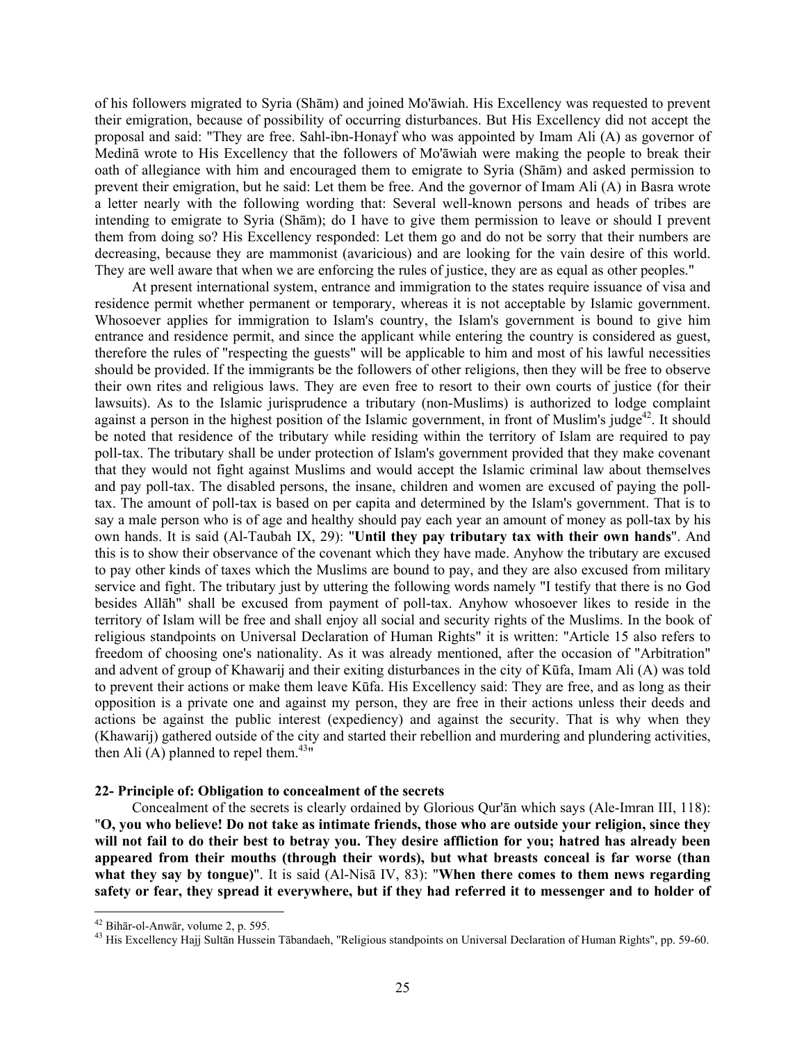of his followers migrated to Syria (Shām) and joined Mo'āwiah. His Excellency was requested to prevent their emigration, because of possibility of occurring disturbances. But His Excellency did not accept the proposal and said: "They are free. Sahl-ibn-Honayf who was appointed by Imam Ali (A) as governor of Medinā wrote to His Excellency that the followers of Mo'āwiah were making the people to break their oath of allegiance with him and encouraged them to emigrate to Syria (Shām) and asked permission to prevent their emigration, but he said: Let them be free. And the governor of Imam Ali (A) in Basra wrote a letter nearly with the following wording that: Several well-known persons and heads of tribes are intending to emigrate to Syria (Shām); do I have to give them permission to leave or should I prevent them from doing so? His Excellency responded: Let them go and do not be sorry that their numbers are decreasing, because they are mammonist (avaricious) and are looking for the vain desire of this world. They are well aware that when we are enforcing the rules of justice, they are as equal as other peoples."

At present international system, entrance and immigration to the states require issuance of visa and residence permit whether permanent or temporary, whereas it is not acceptable by Islamic government. Whosoever applies for immigration to Islam's country, the Islam's government is bound to give him entrance and residence permit, and since the applicant while entering the country is considered as guest, therefore the rules of "respecting the guests" will be applicable to him and most of his lawful necessities should be provided. If the immigrants be the followers of other religions, then they will be free to observe their own rites and religious laws. They are even free to resort to their own courts of justice (for their lawsuits). As to the Islamic jurisprudence a tributary (non-Muslims) is authorized to lodge complaint against a person in the highest position of the Islamic government, in front of Muslim's judge[42]. It should be noted that residence of the tributary while residing within the territory of Islam are required to pay poll-tax. The tributary shall be under protection of Islam's government provided that they make covenant that they would not fight against Muslims and would accept the Islamic criminal law about themselves and pay poll-tax. The disabled persons, the insane, children and women are excused of paying the poll-tax. The amount of poll-tax is based on per capita and determined by the Islam's government. That is to say a male person who is of age and healthy should pay each year an amount of money as poll-tax by his own hands. It is said (Al-Taubah IX, 29): "**Until they pay tributary tax with their own hands**". And this is to show their observance of the covenant which they have made. Anyhow the tributary are excused to pay other kinds of taxes which the Muslims are bound to pay, and they are also excused from military service and fight. The tributary just by uttering the following words namely "I testify that there is no God besides Allāh" shall be excused from payment of poll-tax. Anyhow whosoever likes to reside in the territory of Islam will be free and shall enjoy all social and security rights of the Muslims. In the book of religious standpoints on Universal Declaration of Human Rights" it is written: "Article 15 also refers to freedom of choosing one's nationality. As it was already mentioned, after the occasion of "Arbitration" and advent of group of Khawarij and their exiting disturbances in the city of Kūfa, Imam Ali (A) was told to prevent their actions or make them leave Kūfa. His Excellency said: They are free, and as long as their opposition is a private one and against my person, they are free in their actions unless their deeds and actions be against the public interest (expediency) and against the security. That is why when they (Khawarij) gathered outside of the city and started their rebellion and murdering and plundering activities, then Ali (A) planned to repel them.[43]"

### 22- Principle of: Obligation to concealment of the secrets

Concealment of the secrets is clearly ordained by Glorious Qur'ān which says (Ale-Imran III, 118): "**O, you who believe! Do not take as intimate friends, those who are outside your religion, since they will not fail to do their best to betray you. They desire affliction for you; hatred has already been appeared from their mouths (through their words), but what breasts conceal is far worse (than what they say by tongue)**". It is said (Al-Nisā IV, 83): "**When there comes to them news regarding safety or fear, they spread it everywhere, but if they had referred it to messenger and to holder of**

---

[42] Bihār-ol-Anwār, volume 2, p. 595.

[43] His Excellency Hajj Sultān Hussein Tābandaeh, "Religious standpoints on Universal Declaration of Human Rights", pp. 59-60.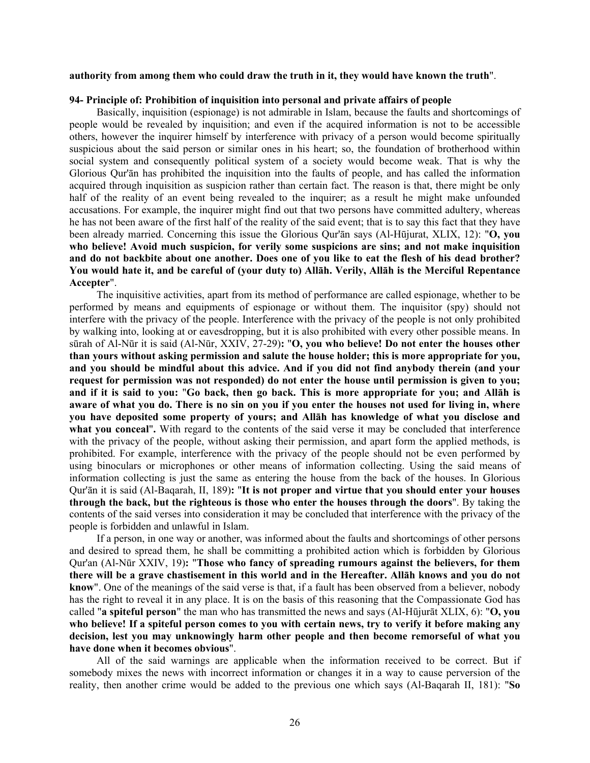**authority from among them who could draw the truth in it, they would have known the truth**".

**94- Principle of: Prohibition of inquisition into personal and private affairs of people**

Basically, inquisition (espionage) is not admirable in Islam, because the faults and shortcomings of people would be revealed by inquisition; and even if the acquired information is not to be accessible others, however the inquirer himself by interference with privacy of a person would become spiritually suspicious about the said person or similar ones in his heart; so, the foundation of brotherhood within social system and consequently political system of a society would become weak. That is why the Glorious Qur'ān has prohibited the inquisition into the faults of people, and has called the information acquired through inquisition as suspicion rather than certain fact. The reason is that, there might be only half of the reality of an event being revealed to the inquirer; as a result he might make unfounded accusations. For example, the inquirer might find out that two persons have committed adultery, whereas he has not been aware of the first half of the reality of the said event; that is to say this fact that they have been already married. Concerning this issue the Glorious Qur'ān says (Al-Hūjurat, XLIX, 12): "**O, you who believe! Avoid much suspicion, for verily some suspicions are sins; and not make inquisition and do not backbite about one another. Does one of you like to eat the flesh of his dead brother? You would hate it, and be careful of (your duty to) Allāh. Verily, Allāh is the Merciful Repentance Accepter**".

The inquisitive activities, apart from its method of performance are called espionage, whether to be performed by means and equipments of espionage or without them. The inquisitor (spy) should not interfere with the privacy of the people. Interference with the privacy of the people is not only prohibited by walking into, looking at or eavesdropping, but it is also prohibited with every other possible means. In sūrah of Al-Nūr it is said (Al-Nūr, XXIV, 27-29)**:** "**O, you who believe! Do not enter the houses other than yours without asking permission and salute the house holder; this is more appropriate for you, and you should be mindful about this advice. And if you did not find anybody therein (and your request for permission was not responded) do not enter the house until permission is given to you; and if it is said to you:** "**Go back, then go back. This is more appropriate for you; and Allāh is aware of what you do. There is no sin on you if you enter the houses not used for living in, where you have deposited some property of yours; and Allāh has knowledge of what you disclose and what you conceal**"**.** With regard to the contents of the said verse it may be concluded that interference with the privacy of the people, without asking their permission, and apart form the applied methods, is prohibited. For example, interference with the privacy of the people should not be even performed by using binoculars or microphones or other means of information collecting. Using the said means of information collecting is just the same as entering the house from the back of the houses. In Glorious Qur'ān it is said (Al-Baqarah, II, 189)**:** "**It is not proper and virtue that you should enter your houses through the back, but the righteous is those who enter the houses through the doors**". By taking the contents of the said verses into consideration it may be concluded that interference with the privacy of the people is forbidden and unlawful in Islam.

If a person, in one way or another, was informed about the faults and shortcomings of other persons and desired to spread them, he shall be committing a prohibited action which is forbidden by Glorious Qur'an (Al-Nūr XXIV, 19)**:** "**Those who fancy of spreading rumours against the believers, for them there will be a grave chastisement in this world and in the Hereafter. Allāh knows and you do not know**". One of the meanings of the said verse is that, if a fault has been observed from a believer, nobody has the right to reveal it in any place. It is on the basis of this reasoning that the Compassionate God has called "**a spiteful person**" the man who has transmitted the news and says (Al-Hūjurāt XLIX, 6): "**O, you who believe! If a spiteful person comes to you with certain news, try to verify it before making any decision, lest you may unknowingly harm other people and then become remorseful of what you have done when it becomes obvious**".

All of the said warnings are applicable when the information received to be correct. But if somebody mixes the news with incorrect information or changes it in a way to cause perversion of the reality, then another crime would be added to the previous one which says (Al-Baqarah II, 181): "**So**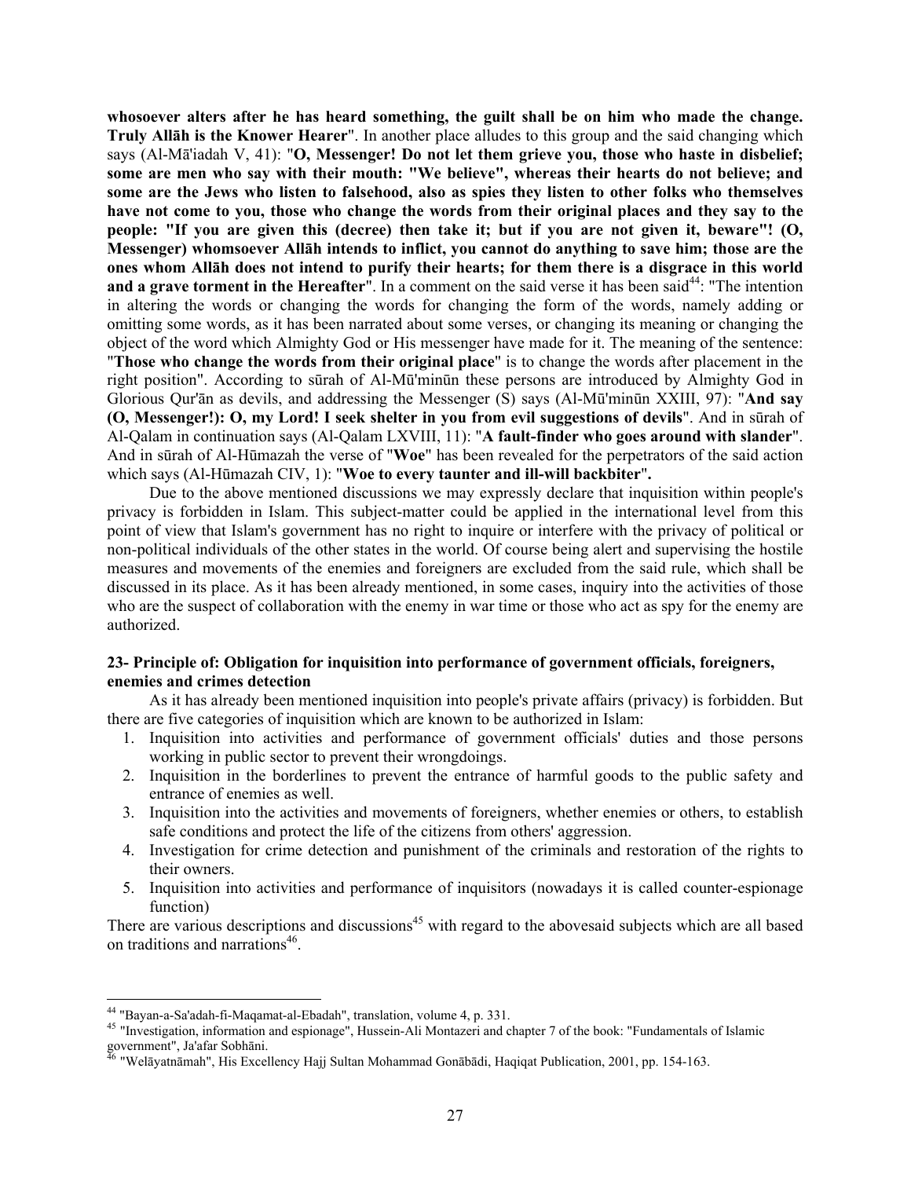**whosoever alters after he has heard something, the guilt shall be on him who made the change. Truly Allāh is the Knower Hearer**". In another place alludes to this group and the said changing which says (Al-Mā'iadah V, 41): "**O, Messenger! Do not let them grieve you, those who haste in disbelief; some are men who say with their mouth: "We believe", whereas their hearts do not believe; and some are the Jews who listen to falsehood, also as spies they listen to other folks who themselves have not come to you, those who change the words from their original places and they say to the people: "If you are given this (decree) then take it; but if you are not given it, beware"! (O, Messenger) whomsoever Allāh intends to inflict, you cannot do anything to save him; those are the ones whom Allāh does not intend to purify their hearts; for them there is a disgrace in this world and a grave torment in the Hereafter**". In a comment on the said verse it has been said[44]: "The intention in altering the words or changing the words for changing the form of the words, namely adding or omitting some words, as it has been narrated about some verses, or changing its meaning or changing the object of the word which Almighty God or His messenger have made for it. The meaning of the sentence: "**Those who change the words from their original place**" is to change the words after placement in the right position". According to sūrah of Al-Mū'minūn these persons are introduced by Almighty God in Glorious Qur'ān as devils, and addressing the Messenger (S) says (Al-Mū'minūn XXIII, 97): "**And say (O, Messenger!): O, my Lord! I seek shelter in you from evil suggestions of devils**". And in sūrah of Al-Qalam in continuation says (Al-Qalam LXVIII, 11): "**A fault-finder who goes around with slander**". And in sūrah of Al-Hūmazah the verse of "**Woe**" has been revealed for the perpetrators of the said action which says (Al-Hūmazah CIV, 1): "**Woe to every taunter and ill-will backbiter**".

Due to the above mentioned discussions we may expressly declare that inquisition within people's privacy is forbidden in Islam. This subject-matter could be applied in the international level from this point of view that Islam's government has no right to inquire or interfere with the privacy of political or non-political individuals of the other states in the world. Of course being alert and supervising the hostile measures and movements of the enemies and foreigners are excluded from the said rule, which shall be discussed in its place. As it has been already mentioned, in some cases, inquiry into the activities of those who are the suspect of collaboration with the enemy in war time or those who act as spy for the enemy are authorized.

### 23- Principle of: Obligation for inquisition into performance of government officials, foreigners, enemies and crimes detection

As it has already been mentioned inquisition into people's private affairs (privacy) is forbidden. But there are five categories of inquisition which are known to be authorized in Islam:

1. Inquisition into activities and performance of government officials' duties and those persons working in public sector to prevent their wrongdoings.
2. Inquisition in the borderlines to prevent the entrance of harmful goods to the public safety and entrance of enemies as well.
3. Inquisition into the activities and movements of foreigners, whether enemies or others, to establish safe conditions and protect the life of the citizens from others' aggression.
4. Investigation for crime detection and punishment of the criminals and restoration of the rights to their owners.
5. Inquisition into activities and performance of inquisitors (nowadays it is called counter-espionage function)

There are various descriptions and discussions[45] with regard to the abovesaid subjects which are all based on traditions and narrations[46].

---

[44] "Bayan-a-Sa'adah-fi-Maqamat-al-Ebadah", translation, volume 4, p. 331.

[45] "Investigation, information and espionage", Hussein-Ali Montazeri and chapter 7 of the book: "Fundamentals of Islamic government", Ja'afar Sobhāni.

[46] "Welāyatnāmah", His Excellency Hajj Sultan Mohammad Gonābādi, Haqiqat Publication, 2001, pp. 154-163.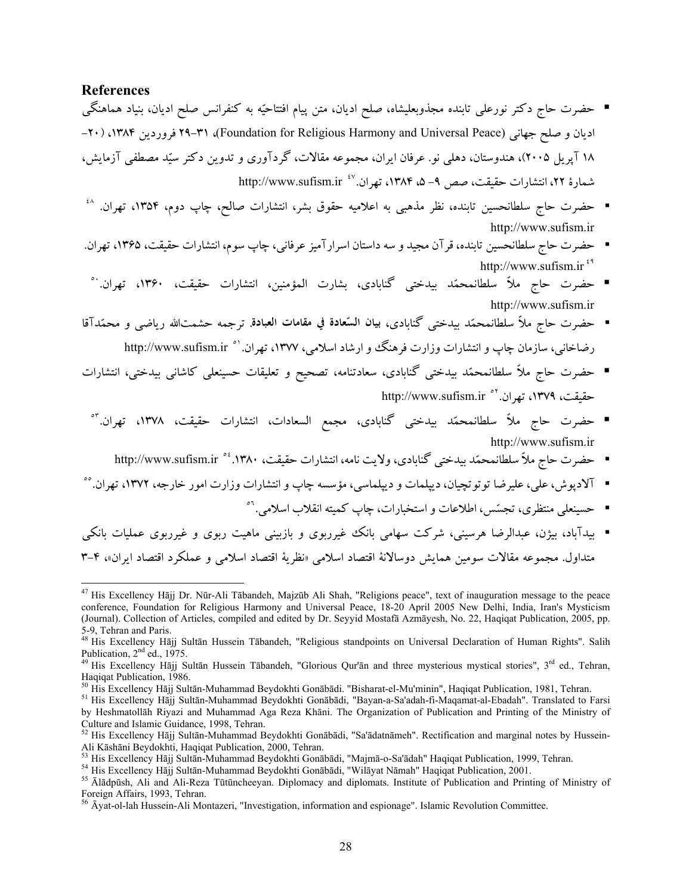## References

- حضرت حاج دکتر نورعلی تابنده مجذوبعلیشاه، صلح ادیان، متن پیام افتتاحیّه به کنفرانس صلح ادیان، بنیاد هماهنگی ادیان و صلح جهانی (Foundation for Religious Harmony and Universal Peace)، ۳۱-۲۹ فروردین ۱۳۸۴، (۲۰-۱۸ آپریل ۲۰۰۵)، هندوستان، دهلی نو. عرفان ایران، مجموعه مقالات، گردآوری و تدوین دکتر سیّد مصطفی آزمایش، شمارهٔ ۲۲، انتشارات حقیقت، صص ۹- ۵، ۱۳۸۴، تهران.[47] http://www.sufism.ir
- حضرت حاج سلطانحسین تابنده، نظر مذهبی به اعلامیه حقوق بشر، انتشارات صالح، چاپ دوم، ۱۳۵۴، تهران.[48] http://www.sufism.ir
- حضرت حاج سلطانحسین تابنده، قرآن مجید و سه داستان اسرارآمیز عرفانی، چاپ سوم، انتشارات حقیقت، ۱۳۶۵، تهران. http://www.sufism.ir[49]
- حضرت حاج ملاّ سلطانمحمّد بیدختی گنابادی، بشارت المؤمنین، انتشارات حقیقت، ۱۳۶۰، تهران.[50] http://www.sufism.ir
- حضرت حاج ملاّ سلطانمحمّد بیدختی گنابادی، **بیان السّعادة في مقامات العبادة**. ترجمه حشمت‌الله ریاضی و محمّدآقا رضاخانی، سازمان چاپ و انتشارات وزارت فرهنگ و ارشاد اسلامی، ۱۳۷۷، تهران.[51] http://www.sufism.ir
- حضرت حاج ملاّ سلطانمحمّد بیدختی گنابادی، سعادتنامه، تصحیح و تعلیقات حسینعلی کاشانی بیدختی، انتشارات حقیقت، ۱۳۷۹، تهران.[52] http://www.sufism.ir
- حضرت حاج ملاّ سلطانمحمّد بیدختی گنابادی، مجمع السعادات، انتشارات حقیقت، ۱۳۷۸، تهران.[53] http://www.sufism.ir
- حضرت حاج ملاّ سلطانمحمّد بیدختی گنابادی، ولایت نامه، انتشارات حقیقت، ۱۳۸۰.[54] http://www.sufism.ir
- آلادپوش، علی، علیرضا توتونچیان، دیپلمات و دیپلماسی، مؤسسه چاپ و انتشارات وزارت امور خارجه، ۱۳۷۲، تهران.[55]
- حسینعلی منتظری، تجسّس، اطلاعات و استخبارات، چاپ کمیته انقلاب اسلامی.[56]
- بیدآباد، بیژن، عبدالرضا هرسینی، شرکت سهامی بانک غیرربوی و بازبینی ماهیت ربوی و غیرربوی عملیات بانکی متداول. مجموعه مقالات سومین همایش دوسالانهٔ اقتصاد اسلامی «نظریهٔ اقتصاد اسلامی و عملکرد اقتصاد ایران»، ۴-۳

---

[47] His Excellency Hājj Dr. Nūr-Ali Tābandeh, Majzūb Ali Shah, "Religions peace", text of inauguration message to the peace conference, Foundation for Religious Harmony and Universal Peace, 18-20 April 2005 New Delhi, India, Iran's Mysticism (Journal). Collection of Articles, compiled and edited by Dr. Seyyid Mostafā Azmāyesh, No. 22, Haqiqat Publication, 2005, pp. 5-9, Tehran and Paris.

[48] His Excellency Hājj Sultān Hussein Tābandeh, "Religious standpoints on Universal Declaration of Human Rights". Salih Publication, 2nd ed., 1975.

[49] His Excellency Hājj Sultān Hussein Tābandeh, "Glorious Qur'ān and three mysterious mystical stories", 3rd ed., Tehran, Haqiqat Publication, 1986.

[50] His Excellency Hājj Sultān-Muhammad Beydokhti Gonābādi. "Bisharat-el-Mu'minin", Haqiqat Publication, 1981, Tehran.

[51] His Excellency Hājj Sultān-Muhammad Beydokhti Gonābādi, "Bayan-a-Sa'adah-fi-Maqamat-al-Ebadah". Translated to Farsi by Heshmatollāh Riyazi and Muhammad Aga Reza Khāni. The Organization of Publication and Printing of the Ministry of Culture and Islamic Guidance, 1998, Tehran.

[52] His Excellency Hājj Sultān-Muhammad Beydokhti Gonābādi, "Sa'ādatnāmeh". Rectification and marginal notes by Hussein-Ali Kāshāni Beydokhti, Haqiqat Publication, 2000, Tehran.

[53] His Excellency Hājj Sultān-Muhammad Beydokhti Gonābādi, "Majmā-o-Sa'ādah" Haqiqat Publication, 1999, Tehran.

[54] His Excellency Hājj Sultān-Muhammad Beydokhti Gonābādi, "Wilāyat Nāmah" Haqiqat Publication, 2001.

[55] Ālādpūsh, Ali and Ali-Reza Tūtüncheeyan. Diplomacy and diplomats. Institute of Publication and Printing of Ministry of Foreign Affairs, 1993, Tehran.

[56] Āyat-ol-lah Hussein-Ali Montazeri, "Investigation, information and espionage". Islamic Revolution Committee.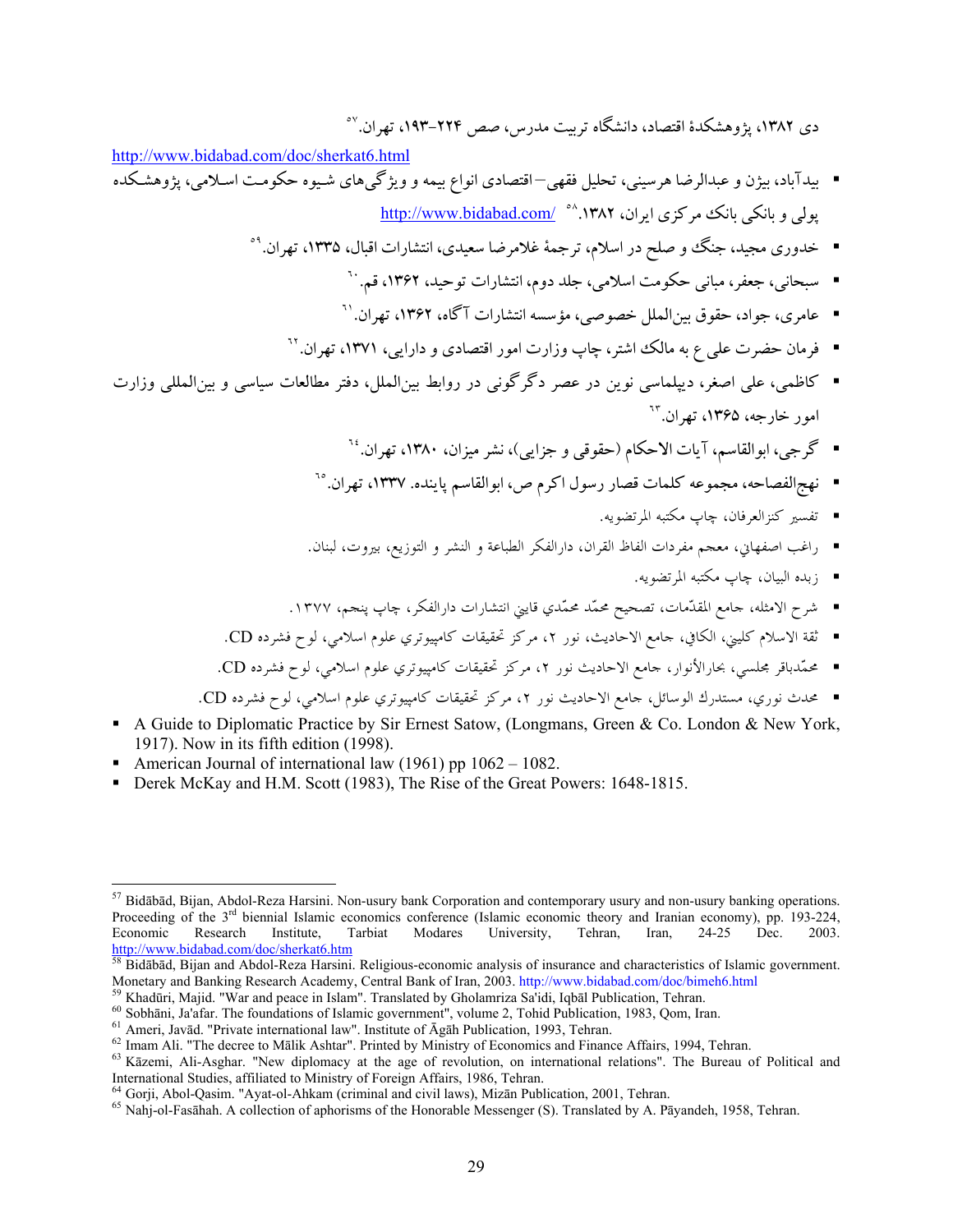دی ۱۳۸۲، پژوهشکدهٔ اقتصاد، دانشگاه تربیت مدرس، صص ۲۲۴–۱۹۳، تهران.[57]

http://www.bidabad.com/doc/sherkat6.html

- بیدآباد، بیژن و عبدالرضا هرسینی، تحلیل فقهی–اقتصادی انواع بیمه و ویژگی‌های شیوه حکومت اسلامی، پژوهشکده پولی و بانکی بانک مرکزی ایران، ۱۳۸۲.[58] http://www.bidabad.com/
- خدوری مجید، جنگ و صلح در اسلام، ترجمهٔ غلامرضا سعیدی، انتشارات اقبال، ۱۳۳۵، تهران.[59]
- سبحانی، جعفر، مبانی حکومت اسلامی، جلد دوم، انتشارات توحید، ۱۳۶۲، قم.[60]
- عامری، جواد، حقوق بین‌الملل خصوصی، مؤسسه انتشارات آگاه، ۱۳۶۲، تهران.[61]
- فرمان حضرت علی ع به مالك اشتر، چاپ وزارت امور اقتصادی و دارایی، ۱۳۷۱، تهران.[62]
- کاظمی، علی اصغر، دیپلماسی نوین در عصر دگرگونی در روابط بین‌الملل، دفتر مطالعات سیاسی و بین‌المللی وزارت امور خارجه، ۱۳۶۵، تهران.[63]
- گرجی، ابوالقاسم، آیات الاحکام (حقوقی و جزایی)، نشر میزان، ۱۳۸۰، تهران.[64]
- نهج‌الفصاحه، مجموعه کلمات قصار رسول اکرم ص، ابوالقاسم پاینده. ۱۳۳۷، تهران.[65]
- تفسير كنزالعرفان، چاپ مكتبه المرتضويه.
- راغب اصفهاني، معجم مفردات الفاظ القران، دارالفكر الطباعة و النشر و التوزيع، بيروت، لبنان.
- زبده البيان، چاپ مكتبه المرتضويه.
- شرح الامثله، جامع المقدّمات، تصحيح محمّد محمّدي قايني انتشارات دارالفكر، چاپ پنجم، ۱۳۷۷.
- ثقة الاسلام كليني، الكافي، جامع الاحاديث، نور ۲، مركز تحقيقات كامپيوتري علوم اسلامي، لوح فشرده CD.
- محمّدباقر مجلسي، بحارالأنوار، جامع الاحاديث نور ۲، مركز تحقيقات كامپيوتري علوم اسلامي، لوح فشرده CD.
- محدث نوري، مستدرك الوسائل، جامع الاحاديث نور ۲، مركز تحقيقات كامپيوتري علوم اسلامي، لوح فشرده CD.
- A Guide to Diplomatic Practice by Sir Ernest Satow, (Longmans, Green & Co. London & New York, 1917). Now in its fifth edition (1998).
- American Journal of international law (1961) pp 1062 – 1082.
- Derek McKay and H.M. Scott (1983), The Rise of the Great Powers: 1648-1815.

---

[57] Bidābād, Bijan, Abdol-Reza Harsini. Non-usury bank Corporation and contemporary usury and non-usury banking operations. Proceeding of the 3rd biennial Islamic economics conference (Islamic economic theory and Iranian economy), pp. 193-224, Economic Research Institute, Tarbiat Modares University, Tehran, Iran, 24-25 Dec. 2003. http://www.bidabad.com/doc/sherkat6.htm

[58] Bidābād, Bijan and Abdol-Reza Harsini. Religious-economic analysis of insurance and characteristics of Islamic government. Monetary and Banking Research Academy, Central Bank of Iran, 2003. http://www.bidabad.com/doc/bimeh6.html

[59] Khadūri, Majid. "War and peace in Islam". Translated by Gholamriza Sa'idi, Iqbāl Publication, Tehran.

[60] Sobhāni, Ja'afar. The foundations of Islamic government", volume 2, Tohid Publication, 1983, Qom, Iran.

[61] Ameri, Javād. "Private international law". Institute of Āgāh Publication, 1993, Tehran.

[62] Imam Ali. "The decree to Mālik Ashtar". Printed by Ministry of Economics and Finance Affairs, 1994, Tehran.

[63] Kāzemi, Ali-Asghar. "New diplomacy at the age of revolution, on international relations". The Bureau of Political and International Studies, affiliated to Ministry of Foreign Affairs, 1986, Tehran.

[64] Gorji, Abol-Qasim. "Ayat-ol-Ahkam (criminal and civil laws), Mizān Publication, 2001, Tehran.

[65] Nahj-ol-Fasāhah. A collection of aphorisms of the Honorable Messenger (S). Translated by A. Pāyandeh, 1958, Tehran.